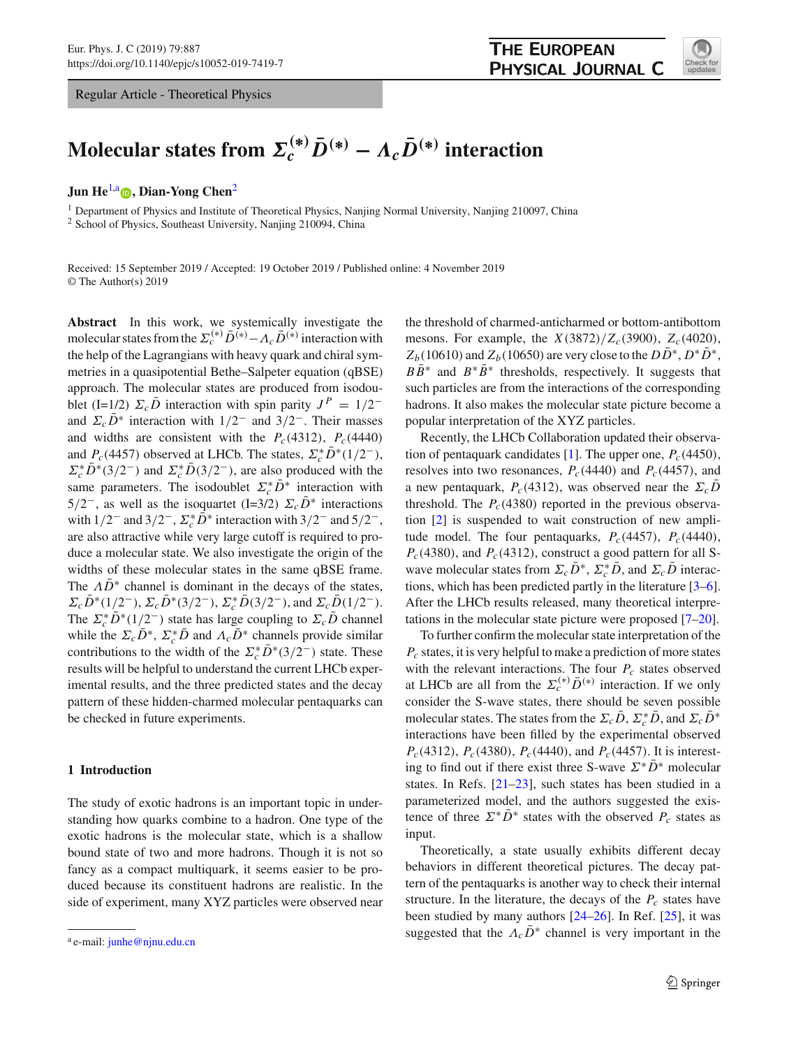Regular Article - Theoretical Physics

# Molecular states from $\Sigma_c^{(*)}\bar{D}^{(*)} - \Lambda_c\bar{D}^{(*)}$ interaction

**Jun He**[1,a], **Dian-Yong Chen**[2]

[1] Department of Physics and Institute of Theoretical Physics, Nanjing Normal University, Nanjing 210097, China
[2] School of Physics, Southeast University, Nanjing 210094, China

Received: 15 September 2019 / Accepted: 19 October 2019 / Published online: 4 November 2019
© The Author(s) 2019

**Abstract** In this work, we systemically investigate the molecular states from the $\Sigma_c^{(*)}\bar{D}^{(*)} - \Lambda_c\bar{D}^{(*)}$ interaction with the help of the Lagrangians with heavy quark and chiral symmetries in a quasipotential Bethe–Salpeter equation (qBSE) approach. The molecular states are produced from isodoublet (I=1/2) $\Sigma_c\bar{D}$ interaction with spin parity $J^P = 1/2^-$ and $\Sigma_c\bar{D}^*$ interaction with $1/2^-$ and $3/2^-$. Their masses and widths are consistent with the $P_c(4312)$, $P_c(4440)$ and $P_c(4457)$ observed at LHCb. The states, $\Sigma_c^*\bar{D}^*(1/2^-)$, $\Sigma_c^*\bar{D}^*(3/2^-)$ and $\Sigma_c^*\bar{D}(3/2^-)$, are also produced with the same parameters. The isodoublet $\Sigma_c^*\bar{D}^*$ interaction with $5/2^-$, as well as the isoquartet (I=3/2) $\Sigma_c\bar{D}^*$ interactions with $1/2^-$ and $3/2^-$, $\Sigma_c^*\bar{D}^*$ interaction with $3/2^-$ and $5/2^-$, are also attractive while very large cutoff is required to produce a molecular state. We also investigate the origin of the widths of these molecular states in the same qBSE frame. The $\Lambda\bar{D}^*$ channel is dominant in the decays of the states, $\Sigma_c\bar{D}^*(1/2^-)$, $\Sigma_c\bar{D}^*(3/2^-)$, $\Sigma_c^*\bar{D}(3/2^-)$, and $\Sigma_c\bar{D}(1/2^-)$. The $\Sigma_c^*\bar{D}^*(1/2^-)$ state has large coupling to $\Sigma_c\bar{D}$ channel while the $\Sigma_c\bar{D}^*$, $\Sigma_c^*\bar{D}$ and $\Lambda_c\bar{D}^*$ channels provide similar contributions to the width of the $\Sigma_c^*\bar{D}^*(3/2^-)$ state. These results will be helpful to understand the current LHCb experimental results, and the three predicted states and the decay pattern of these hidden-charmed molecular pentaquarks can be checked in future experiments.

## 1 Introduction

The study of exotic hadrons is an important topic in understanding how quarks combine to a hadron. One type of the exotic hadrons is the molecular state, which is a shallow bound state of two and more hadrons. Though it is not so fancy as a compact multiquark, it seems easier to be produced because its constituent hadrons are realistic. In the side of experiment, many XYZ particles were observed near the threshold of charmed-anticharmed or bottom-antibottom mesons. For example, the $X(3872)/Z_c(3900)$, $Z_c(4020)$, $Z_b(10610)$ and $Z_b(10650)$ are very close to the $D\bar{D}^*$, $D^*\bar{D}^*$, $B\bar{B}^*$ and $B^*\bar{B}^*$ thresholds, respectively. It suggests that such particles are from the interactions of the corresponding hadrons. It also makes the molecular state picture become a popular interpretation of the XYZ particles.

Recently, the LHCb Collaboration updated their observation of pentaquark candidates [1]. The upper one, $P_c(4450)$, resolves into two resonances, $P_c(4440)$ and $P_c(4457)$, and a new pentaquark, $P_c(4312)$, was observed near the $\Sigma_c\bar{D}$ threshold. The $P_c(4380)$ reported in the previous observation [2] is suspended to wait construction of new amplitude model. The four pentaquarks, $P_c(4457)$, $P_c(4440)$, $P_c(4380)$, and $P_c(4312)$, construct a good pattern for all S-wave molecular states from $\Sigma_c\bar{D}^*$, $\Sigma_c^*\bar{D}$, and $\Sigma_c\bar{D}$ interactions, which has been predicted partly in the literature [3–6]. After the LHCb results released, many theoretical interpretations in the molecular state picture were proposed [7–20].

To further confirm the molecular state interpretation of the $P_c$ states, it is very helpful to make a prediction of more states with the relevant interactions. The four $P_c$ states observed at LHCb are all from the $\Sigma_c^{(*)}\bar{D}^{(*)}$ interaction. If we only consider the S-wave states, there should be seven possible molecular states. The states from the $\Sigma_c\bar{D}$, $\Sigma_c^*\bar{D}$, and $\Sigma_c\bar{D}^*$ interactions have been filled by the experimental observed $P_c(4312)$, $P_c(4380)$, $P_c(4440)$, and $P_c(4457)$. It is interesting to find out if there exist three S-wave $\Sigma^*\bar{D}^*$ molecular states. In Refs. [21–23], such states has been studied in a parameterized model, and the authors suggested the existence of three $\Sigma^*\bar{D}^*$ states with the observed $P_c$ states as input.

Theoretically, a state usually exhibits different decay behaviors in different theoretical pictures. The decay pattern of the pentaquarks is another way to check their internal structure. In the literature, the decays of the $P_c$ states have been studied by many authors [24–26]. In Ref. [25], it was suggested that the $\Lambda_c\bar{D}^*$ channel is very important in the

[a] e-mail: junhe@njnu.edu.cn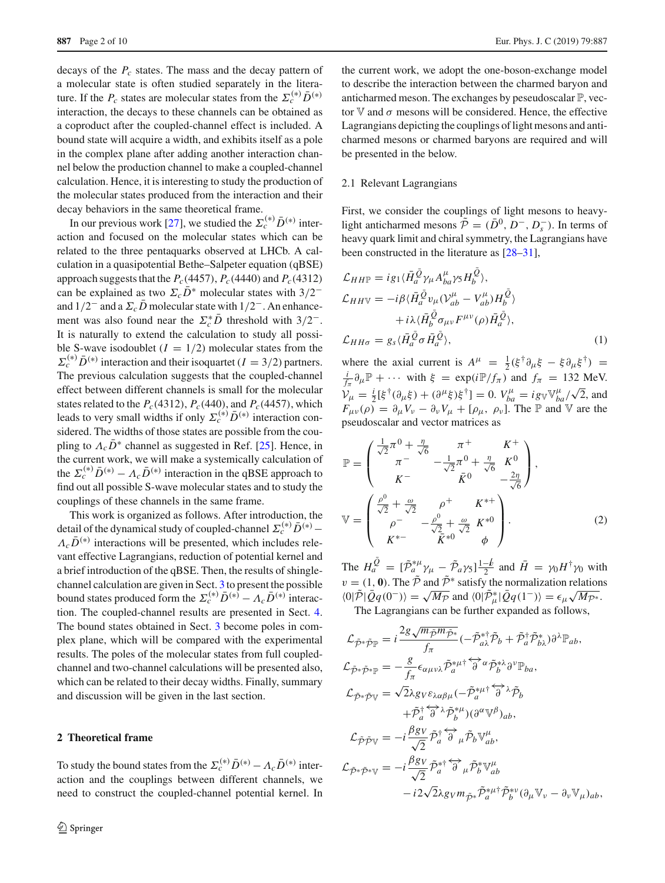decays of the $P_c$ states. The mass and the decay pattern of a molecular state is often studied separately in the literature. If the $P_c$ states are molecular states from the $\Sigma_c^{(*)}\bar{D}^{(*)}$ interaction, the decays to these channels can be obtained as a coproduct after the coupled-channel effect is included. A bound state will acquire a width, and exhibits itself as a pole in the complex plane after adding another interaction channel below the production channel to make a coupled-channel calculation. Hence, it is interesting to study the production of the molecular states produced from the interaction and their decay behaviors in the same theoretical frame.

In our previous work [27], we studied the $\Sigma_c^{(*)}\bar{D}^{(*)}$ interaction and focused on the molecular states which can be related to the three pentaquarks observed at LHCb. A calculation in a quasipotential Bethe–Salpeter equation (qBSE) approach suggests that the $P_c(4457)$, $P_c(4440)$ and $P_c(4312)$ can be explained as two $\Sigma_c\bar{D}^*$ molecular states with $3/2^-$ and $1/2^-$ and a $\Sigma_c\bar{D}$ molecular state with $1/2^-$. An enhancement was also found near the $\Sigma_c^*\bar{D}$ threshold with $3/2^-$. It is naturally to extend the calculation to study all possible S-wave isodoublet ($I = 1/2$) molecular states from the $\Sigma_c^{(*)}\bar{D}^{(*)}$ interaction and their isoquartet ($I = 3/2$) partners. The previous calculation suggests that the coupled-channel effect between different channels is small for the molecular states related to the $P_c(4312)$, $P_c(440)$, and $P_c(4457)$, which leads to very small widths if only $\Sigma_c^{(*)}\bar{D}^{(*)}$ interaction considered. The widths of those states are possible from the coupling to $\Lambda_c\bar{D}^*$ channel as suggested in Ref. [25]. Hence, in the current work, we will make a systemically calculation of the $\Sigma_c^{(*)}\bar{D}^{(*)} - \Lambda_c\bar{D}^{(*)}$ interaction in the qBSE approach to find out all possible S-wave molecular states and to study the couplings of these channels in the same frame.

This work is organized as follows. After introduction, the detail of the dynamical study of coupled-channel $\Sigma_c^{(*)}\bar{D}^{(*)} - \Lambda_c\bar{D}^{(*)}$ interactions will be presented, which includes relevant effective Lagrangians, reduction of potential kernel and a brief introduction of the qBSE. Then, the results of shingle-channel calculation are given in Sect. 3 to present the possible bound states produced form the $\Sigma_c^{(*)}\bar{D}^{(*)} - \Lambda_c\bar{D}^{(*)}$ interaction. The coupled-channel results are presented in Sect. 4. The bound states obtained in Sect. 3 become poles in complex plane, which will be compared with the experimental results. The poles of the molecular states from full coupled-channel and two-channel calculations will be presented also, which can be related to their decay widths. Finally, summary and discussion will be given in the last section.

## 2 Theoretical frame

To study the bound states from the $\Sigma_c^{(*)}\bar{D}^{(*)} - \Lambda_c\bar{D}^{(*)}$ interaction and the couplings between different channels, we need to construct the coupled-channel potential kernel. In the current work, we adopt the one-boson-exchange model to describe the interaction between the charmed baryon and anticharmed meson. The exchanges by pseudoscalar $\mathbb{P}$, vector $\mathbb{V}$ and $\sigma$ mesons will be considered. Hence, the effective Lagrangians depicting the couplings of light mesons and anticharmed mesons or charmed baryons are required and will be presented in the below.

### 2.1 Relevant Lagrangians

First, we consider the couplings of light mesons to heavy-light anticharmed mesons $\tilde{\mathcal{P}} = (\bar{D}^0, D^-, D_s^-)$. In terms of heavy quark limit and chiral symmetry, the Lagrangians have been constructed in the literature as [28–31],

$$
\begin{aligned}
\mathcal{L}_{HH\mathbb{P}} &= ig_1\langle \bar{H}_a^{\bar{Q}}\gamma_\mu A^\mu_{ba}\gamma_5 H_b^{\bar{Q}}\rangle,\\
\mathcal{L}_{HH\mathbb{V}} &= -i\beta\langle \bar{H}_a^{\bar{Q}}v_\mu(\mathcal{V}^\mu_{ab}-V^\mu_{ab})H_b^{\bar{Q}}\rangle\\
&\quad +i\lambda\langle \bar{H}_b^{\bar{Q}}\sigma_{\mu\nu}F^{\mu\nu}(\rho)\bar{H}_a^{\bar{Q}}\rangle,\\
\mathcal{L}_{HH\sigma} &= g_s\langle \bar{H}_a^{\bar{Q}}\sigma\bar{H}_a^{\bar{Q}}\rangle,
\end{aligned}
\tag{1}
$$

where the axial current is $A^\mu = \frac{1}{2}(\xi^\dagger\partial_\mu\xi - \xi\partial_\mu\xi^\dagger) = \frac{i}{f_\pi}\partial_\mu\mathbb{P} + \cdots$ with $\xi = \exp(i\mathbb{P}/f_\pi)$ and $f_\pi = 132$ MeV. $\mathcal{V}_\mu = \frac{i}{2}[\xi^\dagger(\partial_\mu\xi) + (\partial^\mu\xi)\xi^\dagger] = 0$. $V^\mu_{ba} = ig_{\mathbb{V}}\mathbb{V}^\mu_{ba}/\sqrt{2}$, and $F_{\mu\nu}(\rho) = \partial_\mu V_\nu - \partial_\nu V_\mu + [\rho_\mu, \rho_\nu]$. The $\mathbb{P}$ and $\mathbb{V}$ are the pseudoscalar and vector matrices as

$$
\mathbb{P} = \begin{pmatrix}
\frac{1}{\sqrt{2}}\pi^0 + \frac{\eta}{\sqrt{6}} & \pi^+ & K^+\\
\pi^- & -\frac{1}{\sqrt{2}}\pi^0 + \frac{\eta}{\sqrt{6}} & K^0\\
K^- & \bar{K}^0 & -\frac{2\eta}{\sqrt{6}}
\end{pmatrix},
$$

$$
\mathbb{V} = \begin{pmatrix}
\frac{\rho^0}{\sqrt{2}} + \frac{\omega}{\sqrt{2}} & \rho^+ & K^{*+}\\
\rho^- & -\frac{\rho^0}{\sqrt{2}} + \frac{\omega}{\sqrt{2}} & K^{*0}\\
K^{*-} & \bar{K}^{*0} & \phi
\end{pmatrix}.
\tag{2}
$$

The $H_a^{\bar{Q}} = [\tilde{\mathcal{P}}_a^{*\mu}\gamma_\mu - \tilde{\mathcal{P}}_a\gamma_5]\frac{1-\not{v}}{2}$ and $\bar{H} = \gamma_0 H^\dagger\gamma_0$ with $v = (1, \mathbf{0})$. The $\tilde{\mathcal{P}}$ and $\tilde{\mathcal{P}}^*$ satisfy the normalization relations $\langle 0|\tilde{\mathcal{P}}|\bar{Q}q(0^-)\rangle = \sqrt{M_{\mathcal{P}}}$ and $\langle 0|\tilde{\mathcal{P}}^*_\mu|\bar{Q}q(1^-)\rangle = \epsilon_\mu\sqrt{M_{\mathcal{P}^*}}$.

The Lagrangians can be further expanded as follows,

$$
\begin{aligned}
\mathcal{L}_{\tilde{\mathcal{P}}^*\tilde{\mathcal{P}}\mathbb{P}} &= i\frac{2g\sqrt{m_{\tilde{\mathcal{P}}}m_{\tilde{\mathcal{P}}^*}}}{f_\pi}(-\tilde{\mathcal{P}}^{*\dagger}_{a\lambda}\tilde{\mathcal{P}}_b + \tilde{\mathcal{P}}^\dagger_a\tilde{\mathcal{P}}^*_{b\lambda})\partial^\lambda\mathbb{P}_{ab},\\
\mathcal{L}_{\tilde{\mathcal{P}}^*\tilde{\mathcal{P}}^*\mathbb{P}} &= -\frac{g}{f_\pi}\epsilon_{\alpha\mu\nu\lambda}\tilde{\mathcal{P}}^{*\mu\dagger}_a\overleftrightarrow{\partial}^\alpha\tilde{\mathcal{P}}^{*\lambda}_b\partial^\nu\mathbb{P}_{ba},\\
\mathcal{L}_{\tilde{\mathcal{P}}^*\tilde{\mathcal{P}}\mathbb{V}} &= \sqrt{2}\lambda g_V\varepsilon_{\lambda\alpha\beta\mu}(-\tilde{\mathcal{P}}^{*\mu\dagger}_a\overleftrightarrow{\partial}^\lambda\tilde{\mathcal{P}}_b\\
&\quad +\tilde{\mathcal{P}}^\dagger_a\overleftrightarrow{\partial}^\lambda\tilde{\mathcal{P}}^{*\mu}_b)(\partial^\alpha\mathbb{V}^\beta)_{ab},\\
\mathcal{L}_{\tilde{\mathcal{P}}\tilde{\mathcal{P}}\mathbb{V}} &= -i\frac{\beta g_V}{\sqrt{2}}\tilde{\mathcal{P}}^\dagger_a\overleftrightarrow{\partial}_\mu\tilde{\mathcal{P}}_b\mathbb{V}^\mu_{ab},\\
\mathcal{L}_{\tilde{\mathcal{P}}^*\tilde{\mathcal{P}}^*\mathbb{V}} &= -i\frac{\beta g_V}{\sqrt{2}}\tilde{\mathcal{P}}^{*\dagger}_a\overleftrightarrow{\partial}_\mu\tilde{\mathcal{P}}^*_b\mathbb{V}^\mu_{ab}\\
&\quad -i2\sqrt{2}\lambda g_V m_{\tilde{\mathcal{P}}^*}\tilde{\mathcal{P}}^{*\mu\dagger}_a\tilde{\mathcal{P}}^{*\nu}_b(\partial_\mu\mathbb{V}_\nu - \partial_\nu\mathbb{V}_\mu)_{ab},
\end{aligned}
$$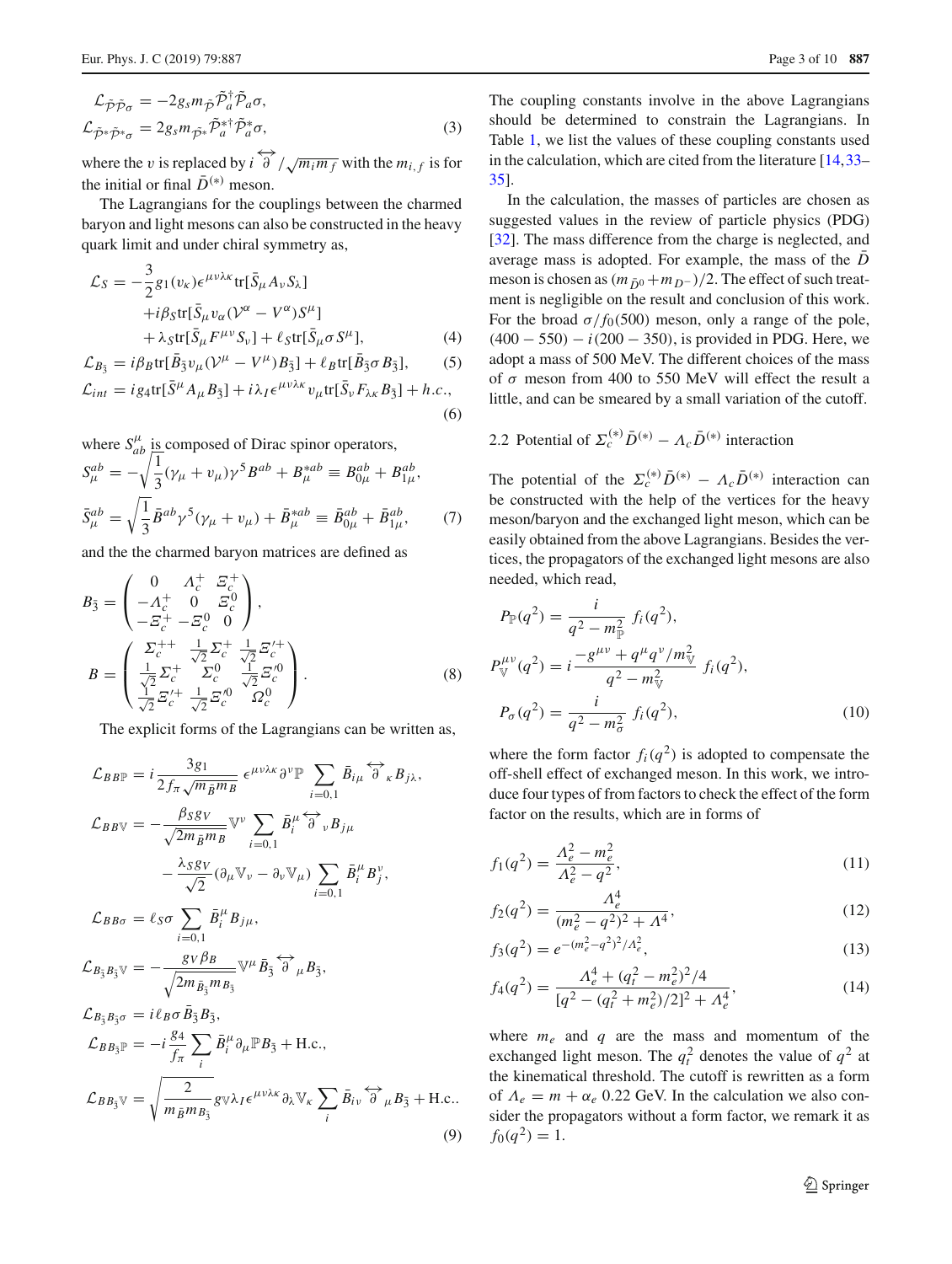$$
\mathcal{L}_{\tilde{\mathcal{P}}\tilde{\mathcal{P}}\sigma} = -2g_s m_{\tilde{\mathcal{P}}} \tilde{\mathcal{P}}_a^{\dagger} \tilde{\mathcal{P}}_a \sigma,
$$

$$
\mathcal{L}_{\tilde{\mathcal{P}}^*\tilde{\mathcal{P}}^*\sigma} = 2g_s m_{\tilde{\mathcal{P}}^*} \tilde{\mathcal{P}}_a^{*\dagger} \tilde{\mathcal{P}}_a^* \sigma, \tag{3}
$$

where the $v$ is replaced by $i\overleftrightarrow{\partial}/\sqrt{m_i m_f}$ with the $m_{i,f}$ is for the initial or final $\bar{D}^{(*)}$ meson.

The Lagrangians for the couplings between the charmed baryon and light mesons can also be constructed in the heavy quark limit and under chiral symmetry as,

$$
\begin{aligned}
\mathcal{L}_S = & -\frac{3}{2} g_1 (v_\kappa) \epsilon^{\mu\nu\lambda\kappa} \mathrm{tr}[\bar{S}_\mu A_\nu S_\lambda] \\
& + i\beta_S \mathrm{tr}[\bar{S}_\mu v_\alpha (\mathcal{V}^\alpha - V^\alpha) S^\mu] \\
& + \lambda_S \mathrm{tr}[\bar{S}_\mu F^{\mu\nu} S_\nu] + \ell_S \mathrm{tr}[\bar{S}_\mu \sigma S^\mu],
\end{aligned} \tag{4}
$$

$$
\mathcal{L}_{B_{\bar{3}}} = i\beta_B \mathrm{tr}[\bar{B}_{\bar{3}} v_\mu (\mathcal{V}^\mu - V^\mu) B_{\bar{3}}] + \ell_B \mathrm{tr}[\bar{B}_{\bar{3}} \sigma B_{\bar{3}}], \tag{5}
$$

$$
\mathcal{L}_{int} = i g_4 \mathrm{tr}[\bar{S}^\mu A_\mu B_{\bar{3}}] + i\lambda_I \epsilon^{\mu\nu\lambda\kappa} v_\mu \mathrm{tr}[\bar{S}_\nu F_{\lambda\kappa} B_{\bar{3}}] + h.c., \tag{6}
$$

where $S^\mu_{ab}$ is composed of Dirac spinor operators,

$$
S^{ab}_\mu = -\sqrt{\frac{1}{3}} (\gamma_\mu + v_\mu) \gamma^5 B^{ab} + B^{*ab}_\mu \equiv B^{ab}_{0\mu} + B^{ab}_{1\mu},
$$

$$
\bar{S}^{ab}_\mu = \sqrt{\frac{1}{3}} \bar{B}^{ab} \gamma^5 (\gamma_\mu + v_\mu) + \bar{B}^{*ab}_\mu \equiv \bar{B}^{ab}_{0\mu} + \bar{B}^{ab}_{1\mu}, \tag{7}
$$

and the the charmed baryon matrices are defined as

$$
B_{\bar{3}} = \begin{pmatrix} 0 & \Lambda_c^+ & \Xi_c^+ \\ -\Lambda_c^+ & 0 & \Xi_c^0 \\ -\Xi_c^+ & -\Xi_c^0 & 0 \end{pmatrix},
$$

$$
B = \begin{pmatrix} \Sigma_c^{++} & \frac{1}{\sqrt{2}}\Sigma_c^+ & \frac{1}{\sqrt{2}}\Xi_c'^+ \\ \frac{1}{\sqrt{2}}\Sigma_c^+ & \Sigma_c^0 & \frac{1}{\sqrt{2}}\Xi_c'^0 \\ \frac{1}{\sqrt{2}}\Xi_c'^+ & \frac{1}{\sqrt{2}}\Xi_c'^0 & \Omega_c^0 \end{pmatrix}. \tag{8}
$$

The explicit forms of the Lagrangians can be written as,

$$
\begin{aligned}
\mathcal{L}_{BB\mathbb{P}} &= i\frac{3g_1}{2f_\pi\sqrt{m_{\bar{B}} m_B}} \epsilon^{\mu\nu\lambda\kappa} \partial^\nu \mathbb{P} \sum_{i=0,1} \bar{B}_{i\mu} \overleftrightarrow{\partial}_\kappa B_{j\lambda}, \\
\mathcal{L}_{BB\mathbb{V}} &= -\frac{\beta_S g_V}{\sqrt{2m_{\bar{B}} m_B}} \mathbb{V}^\nu \sum_{i=0,1} \bar{B}_i^\mu \overleftrightarrow{\partial}_\nu B_{j\mu} \\
&\quad - \frac{\lambda_S g_V}{\sqrt{2}} (\partial_\mu \mathbb{V}_\nu - \partial_\nu \mathbb{V}_\mu) \sum_{i=0,1} \bar{B}_i^\mu B_j^\nu, \\
\mathcal{L}_{BB\sigma} &= \ell_S \sigma \sum_{i=0,1} \bar{B}_i^\mu B_{j\mu}, \\
\mathcal{L}_{B_{\bar{3}}B_{\bar{3}}\mathbb{V}} &= -\frac{g_V \beta_B}{\sqrt{2m_{\bar{B}_{\bar{3}}} m_{B_{\bar{3}}}}} \mathbb{V}^\mu \bar{B}_{\bar{3}} \overleftrightarrow{\partial}_\mu B_{\bar{3}}, \\
\mathcal{L}_{B_{\bar{3}}B_{\bar{3}}\sigma} &= i\ell_B \sigma \bar{B}_{\bar{3}} B_{\bar{3}}, \\
\mathcal{L}_{BB_{\bar{3}}\mathbb{P}} &= -i\frac{g_4}{f_\pi} \sum_i \bar{B}_i^\mu \partial_\mu \mathbb{P} B_{\bar{3}} + \mathrm{H.c.}, \\
\mathcal{L}_{BB_{\bar{3}}\mathbb{V}} &= \sqrt{\frac{2}{m_{\bar{B}} m_{B_{\bar{3}}}}} g_\mathbb{V} \lambda_I \epsilon^{\mu\nu\lambda\kappa} \partial_\lambda \mathbb{V}_\kappa \sum_i \bar{B}_{i\nu} \overleftrightarrow{\partial}_\mu B_{\bar{3}} + \mathrm{H.c.}.
\end{aligned} \tag{9}
$$

The coupling constants involve in the above Lagrangians should be determined to constrain the Lagrangians. In Table 1, we list the values of these coupling constants used in the calculation, which are cited from the literature [14,33–35].

In the calculation, the masses of particles are chosen as suggested values in the review of particle physics (PDG) [32]. The mass difference from the charge is neglected, and average mass is adopted. For example, the mass of the $\bar{D}$ meson is chosen as $(m_{\bar{D}^0} + m_{D^-})/2$. The effect of such treatment is negligible on the result and conclusion of this work. For the broad $\sigma/f_0(500)$ meson, only a range of the pole, $(400-550) - i(200-350)$, is provided in PDG. Here, we adopt a mass of 500 MeV. The different choices of the mass of $\sigma$ meson from 400 to 550 MeV will effect the result a little, and can be smeared by a small variation of the cutoff.

### 2.2 Potential of $\Sigma_c^{(*)}\bar{D}^{(*)} - \Lambda_c\bar{D}^{(*)}$ interaction

The potential of the $\Sigma_c^{(*)}\bar{D}^{(*)} - \Lambda_c\bar{D}^{(*)}$ interaction can be constructed with the help of the vertices for the heavy meson/baryon and the exchanged light meson, which can be easily obtained from the above Lagrangians. Besides the vertices, the propagators of the exchanged light mesons are also needed, which read,

$$
\begin{aligned}
P_\mathbb{P}(q^2) &= \frac{i}{q^2 - m_\mathbb{P}^2} f_i(q^2), \\
P_\mathbb{V}^{\mu\nu}(q^2) &= i\frac{-g^{\mu\nu} + q^\mu q^\nu / m_\mathbb{V}^2}{q^2 - m_\mathbb{V}^2} f_i(q^2), \\
P_\sigma(q^2) &= \frac{i}{q^2 - m_\sigma^2} f_i(q^2),
\end{aligned} \tag{10}
$$

where the form factor $f_i(q^2)$ is adopted to compensate the off-shell effect of exchanged meson. In this work, we introduce four types of from factors to check the effect of the form factor on the results, which are in forms of

$$
f_1(q^2) = \frac{\Lambda_e^2 - m_e^2}{\Lambda_e^2 - q^2}, \tag{11}
$$

$$
f_2(q^2) = \frac{\Lambda_e^4}{(m_e^2 - q^2)^2 + \Lambda^4}, \tag{12}
$$

$$
f_3(q^2) = e^{-(m_e^2 - q^2)^2/\Lambda_e^2}, \tag{13}
$$

$$
f_4(q^2) = \frac{\Lambda_e^4 + (q_t^2 - m_e^2)^2/4}{[q^2 - (q_t^2 + m_e^2)/2]^2 + \Lambda_e^4}, \tag{14}
$$

where $m_e$ and $q$ are the mass and momentum of the exchanged light meson. The $q_t^2$ denotes the value of $q^2$ at the kinematical threshold. The cutoff is rewritten as a form of $\Lambda_e = m + \alpha_e\ 0.22$ GeV. In the calculation we also consider the propagators without a form factor, we remark it as $f_0(q^2) = 1$.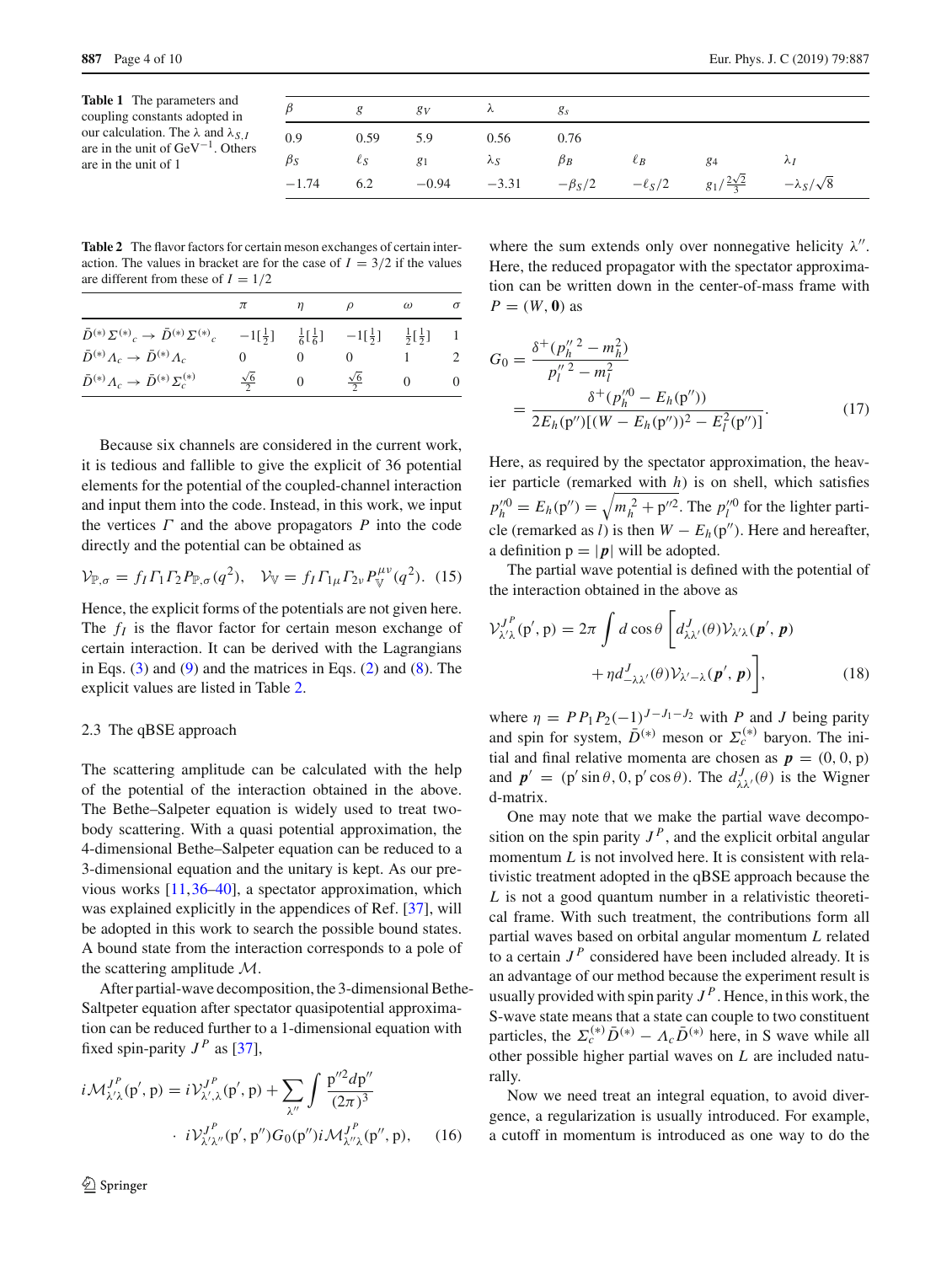**Table 1** The parameters and coupling constants adopted in our calculation. The $\lambda$ and $\lambda_{S,I}$ are in the unit of GeV$^{-1}$. Others are in the unit of 1

| $\beta$ | $g$ | $g_V$ | $\lambda$ | $g_s$ | | | |
|---|---|---|---|---|---|---|---|
| 0.9 | 0.59 | 5.9 | 0.56 | 0.76 | | | |
| $\beta_S$ | $\ell_S$ | $g_1$ | $\lambda_S$ | $\beta_B$ | $\ell_B$ | $g_4$ | $\lambda_I$ |
| $-1.74$ | 6.2 | $-0.94$ | $-3.31$ | $-\beta_S/2$ | $-\ell_S/2$ | $g_1/\frac{2\sqrt{2}}{3}$ | $-\lambda_S/\sqrt{8}$ |

**Table 2** The flavor factors for certain meson exchanges of certain interaction. The values in bracket are for the case of $I=3/2$ if the values are different from these of $I=1/2$

| | $\pi$ | $\eta$ | $\rho$ | $\omega$ | $\sigma$ |
|---|---|---|---|---|---|
| $\bar{D}^{(*)}\Sigma^{(*)}{}_c \to \bar{D}^{(*)}\Sigma^{(*)}{}_c$ | $-1[\frac{1}{2}]$ | $\frac{1}{6}[\frac{1}{6}]$ | $-1[\frac{1}{2}]$ | $\frac{1}{2}[\frac{1}{2}]$ | 1 |
| $\bar{D}^{(*)}\Lambda_c \to \bar{D}^{(*)}\Lambda_c$ | 0 | 0 | 0 | 1 | 2 |
| $\bar{D}^{(*)}\Lambda_c \to \bar{D}^{(*)}\Sigma_c^{(*)}$ | $\frac{\sqrt{6}}{2}$ | 0 | $\frac{\sqrt{6}}{2}$ | 0 | 0 |

Because six channels are considered in the current work, it is tedious and fallible to give the explicit of 36 potential elements for the potential of the coupled-channel interaction and input them into the code. Instead, in this work, we input the vertices $\Gamma$ and the above propagators $P$ into the code directly and the potential can be obtained as

$$\mathcal{V}_{\mathbb{P},\sigma} = f_I \Gamma_1 \Gamma_2 P_{\mathbb{P},\sigma}(q^2), \quad \mathcal{V}_{\mathbb{V}} = f_I \Gamma_{1\mu} \Gamma_{2\nu} P^{\mu\nu}_{\mathbb{V}}(q^2). \quad (15)$$

Hence, the explicit forms of the potentials are not given here. The $f_I$ is the flavor factor for certain meson exchange of certain interaction. It can be derived with the Lagrangians in Eqs. (3) and (9) and the matrices in Eqs. (2) and (8). The explicit values are listed in Table 2.

### 2.3 The qBSE approach

The scattering amplitude can be calculated with the help of the potential of the interaction obtained in the above. The Bethe–Salpeter equation is widely used to treat two-body scattering. With a quasi potential approximation, the 4-dimensional Bethe–Salpeter equation can be reduced to a 3-dimensional equation and the unitary is kept. As our previous works [11,36–40], a spectator approximation, which was explained explicitly in the appendices of Ref. [37], will be adopted in this work to search the possible bound states. A bound state from the interaction corresponds to a pole of the scattering amplitude $\mathcal{M}$.

After partial-wave decomposition, the 3-dimensional Bethe-Saltpeter equation after spectator quasipotential approximation can be reduced further to a 1-dimensional equation with fixed spin-parity $J^P$ as [37],

$$i\mathcal{M}^{J^P}_{\lambda'\lambda}(\mathrm{p}',\mathrm{p}) = i\mathcal{V}^{J^P}_{\lambda',\lambda}(\mathrm{p}',\mathrm{p}) + \sum_{\lambda''}\int \frac{\mathrm{p}''^2 d\mathrm{p}''}{(2\pi)^3} \cdot i\mathcal{V}^{J^P}_{\lambda'\lambda''}(\mathrm{p}',\mathrm{p}'')G_0(\mathrm{p}'')i\mathcal{M}^{J^P}_{\lambda''\lambda}(\mathrm{p}'',\mathrm{p}), \quad (16)$$

where the sum extends only over nonnegative helicity $\lambda''$. Here, the reduced propagator with the spectator approximation can be written down in the center-of-mass frame with $P=(W,\mathbf{0})$ as

$$G_0 = \frac{\delta^+(p''^{\,2}_h - m_h^2)}{p''^{\,2}_l - m_l^2} = \frac{\delta^+(p''^0_h - E_h(\mathrm{p}''))}{2E_h(\mathrm{p}'')[(W-E_h(\mathrm{p}''))^2 - E_l^2(\mathrm{p}'')]}. \quad (17)$$

Here, as required by the spectator approximation, the heavier particle (remarked with $h$) is on shell, which satisfies $p''^0_h = E_h(\mathrm{p}'') = \sqrt{m_h^2 + \mathrm{p}''^2}$. The $p''^0_l$ for the lighter particle (remarked as $l$) is then $W - E_h(\mathrm{p}'')$. Here and hereafter, a definition $\mathrm{p} = |\boldsymbol{p}|$ will be adopted.

The partial wave potential is defined with the potential of the interaction obtained in the above as

$$\mathcal{V}^{J^P}_{\lambda'\lambda}(\mathrm{p}',\mathrm{p}) = 2\pi \int d\cos\theta \left[d^J_{\lambda\lambda'}(\theta)\mathcal{V}_{\lambda'\lambda}(\boldsymbol{p}',\boldsymbol{p}) + \eta d^J_{-\lambda\lambda'}(\theta)\mathcal{V}_{\lambda'-\lambda}(\boldsymbol{p}',\boldsymbol{p})\right], \quad (18)$$

where $\eta = PP_1P_2(-1)^{J-J_1-J_2}$ with $P$ and $J$ being parity and spin for system, $\bar{D}^{(*)}$ meson or $\Sigma_c^{(*)}$ baryon. The initial and final relative momenta are chosen as $\boldsymbol{p} = (0,0,\mathrm{p})$ and $\boldsymbol{p}' = (\mathrm{p}'\sin\theta, 0, \mathrm{p}'\cos\theta)$. The $d^J_{\lambda\lambda'}(\theta)$ is the Wigner d-matrix.

One may note that we make the partial wave decomposition on the spin parity $J^P$, and the explicit orbital angular momentum $L$ is not involved here. It is consistent with relativistic treatment adopted in the qBSE approach because the $L$ is not a good quantum number in a relativistic theoretical frame. With such treatment, the contributions form all partial waves based on orbital angular momentum $L$ related to a certain $J^P$ considered have been included already. It is an advantage of our method because the experiment result is usually provided with spin parity $J^P$. Hence, in this work, the S-wave state means that a state can couple to two constituent particles, the $\Sigma_c^{(*)}\bar{D}^{(*)} - \Lambda_c\bar{D}^{(*)}$ here, in S wave while all other possible higher partial waves on $L$ are included naturally.

Now we need treat an integral equation, to avoid divergence, a regularization is usually introduced. For example, a cutoff in momentum is introduced as one way to do the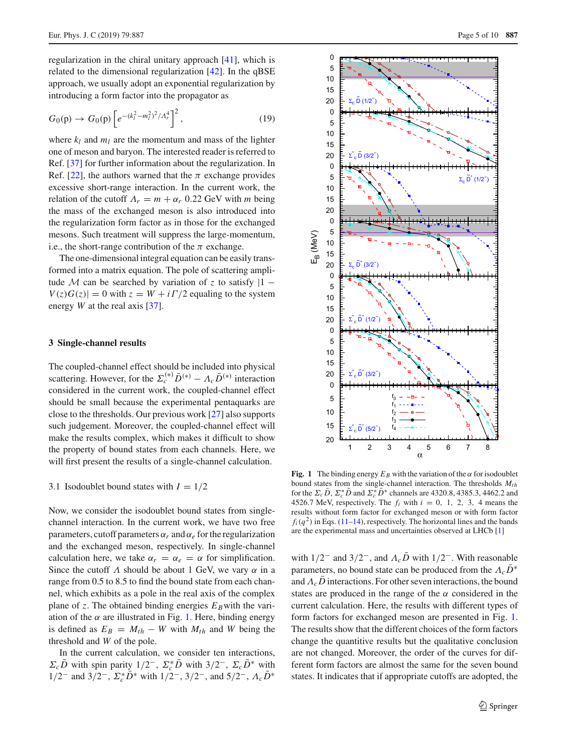regularization in the chiral unitary approach [41], which is related to the dimensional regularization [42]. In the qBSE approach, we usually adopt an exponential regularization by introducing a form factor into the propagator as

$$G_0(\mathrm{p}) \rightarrow G_0(\mathrm{p}) \left[ e^{-(k_l^2 - m_l^2)^2/\Lambda_r^4} \right]^2, \tag{19}$$

where $k_l$ and $m_l$ are the momentum and mass of the lighter one of meson and baryon. The interested reader is referred to Ref. [37] for further information about the regularization. In Ref. [22], the authors warned that the $\pi$ exchange provides excessive short-range interaction. In the current work, the relation of the cutoff $\Lambda_r = m + \alpha_r$ 0.22 GeV with $m$ being the mass of the exchanged meson is also introduced into the regularization form factor as in those for the exchanged mesons. Such treatment will suppress the large-momentum, i.e., the short-range contribution of the $\pi$ exchange.

The one-dimensional integral equation can be easily transformed into a matrix equation. The pole of scattering amplitude $\mathcal{M}$ can be searched by variation of $z$ to satisfy $|1 - V(z)G(z)| = 0$ with $z = W + i\Gamma/2$ equaling to the system energy $W$ at the real axis [37].

## 3 Single-channel results

The coupled-channel effect should be included into physical scattering. However, for the $\Sigma_c^{(*)}\bar{D}^{(*)} - \Lambda_c\bar{D}^{(*)}$ interaction considered in the current work, the coupled-channel effect should be small because the experimental pentaquarks are close to the thresholds. Our previous work [27] also supports such judgement. Moreover, the coupled-channel effect will make the results complex, which makes it difficult to show the property of bound states from each channels. Here, we will first present the results of a single-channel calculation.

### 3.1 Isodoublet bound states with $I = 1/2$

Now, we consider the isodoublet bound states from single-channel interaction. In the current work, we have two free parameters, cutoff parameters $\alpha_r$ and $\alpha_e$ for the regularization and the exchanged meson, respectively. In single-channel calculation here, we take $\alpha_r = \alpha_e = \alpha$ for simplification. Since the cutoff $\Lambda$ should be about 1 GeV, we vary $\alpha$ in a range from 0.5 to 8.5 to find the bound state from each channel, which exhibits as a pole in the real axis of the complex plane of $z$. The obtained binding energies $E_B$ with the variation of the $\alpha$ are illustrated in Fig. 1. Here, binding energy is defined as $E_B = M_{th} - W$ with $M_{th}$ and $W$ being the threshold and $W$ of the pole.

In the current calculation, we consider ten interactions, $\Sigma_c\bar{D}$ with spin parity $1/2^-$, $\Sigma_c^*\bar{D}$ with $3/2^-$, $\Sigma_c\bar{D}^*$ with $1/2^-$ and $3/2^-$, $\Sigma_c^*\bar{D}^*$ with $1/2^-$, $3/2^-$, and $5/2^-$, $\Lambda_c\bar{D}^*$ with $1/2^-$ and $3/2^-$, and $\Lambda_c\bar{D}$ with $1/2^-$. With reasonable parameters, no bound state can be produced from the $\Lambda_c\bar{D}^*$ and $\Lambda_c\bar{D}$ interactions. For other seven interactions, the bound states are produced in the range of the $\alpha$ considered in the current calculation. Here, the results with different types of form factors for exchanged meson are presented in Fig. 1. The results show that the different choices of the form factors change the quantitive results but the qualitative conclusion are not changed. Moreover, the order of the curves for different form factors are almost the same for the seven bound states. It indicates that if appropriate cutoffs are adopted, the

**Fig. 1** The binding energy $E_B$ with the variation of the $\alpha$ for isodoublet bound states from the single-channel interaction. The thresholds $M_{th}$ for the $\Sigma_c\bar{D}$, $\Sigma_c^*\bar{D}$, $\Sigma_c\bar{D}^*$ and $\Sigma_c^*\bar{D}^*$ channels are 4320.8, 4385.3, 4462.2 and 4526.7 MeV, respectively. The $f_i$ with $i = 0, 1, 2, 3, 4$ means the results without form factor for exchanged meson or with form factor $f_i(q^2)$ in Eqs. (11–14), respectively. The horizontal lines and the bands are the experimental mass and uncertainties observed at LHCb [1]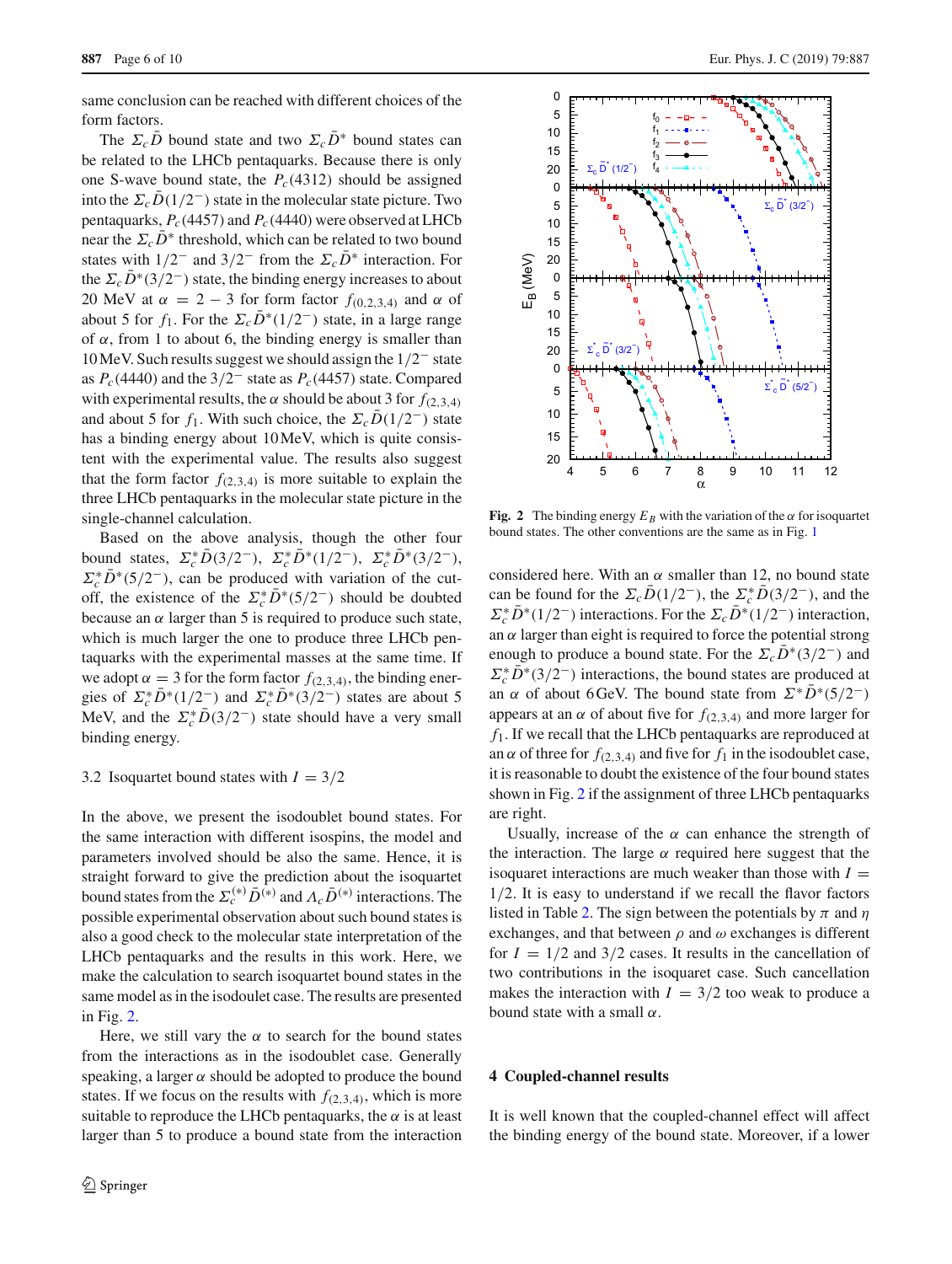same conclusion can be reached with different choices of the form factors.

The $\Sigma_c\bar{D}$ bound state and two $\Sigma_c\bar{D}^*$ bound states can be related to the LHCb pentaquarks. Because there is only one S-wave bound state, the $P_c(4312)$ should be assigned into the $\Sigma_c\bar{D}(1/2^-)$ state in the molecular state picture. Two pentaquarks, $P_c(4457)$ and $P_c(4440)$ were observed at LHCb near the $\Sigma_c\bar{D}^*$ threshold, which can be related to two bound states with $1/2^-$ and $3/2^-$ from the $\Sigma_c\bar{D}^*$ interaction. For the $\Sigma_c\bar{D}^*(3/2^-)$ state, the binding energy increases to about 20 MeV at $\alpha = 2-3$ for form factor $f_{(0,2,3,4)}$ and $\alpha$ of about 5 for $f_1$. For the $\Sigma_c\bar{D}^*(1/2^-)$ state, in a large range of $\alpha$, from 1 to about 6, the binding energy is smaller than 10 MeV. Such results suggest we should assign the $1/2^-$ state as $P_c(4440)$ and the $3/2^-$ state as $P_c(4457)$ state. Compared with experimental results, the $\alpha$ should be about 3 for $f_{(2,3,4)}$ and about 5 for $f_1$. With such choice, the $\Sigma_c\bar{D}(1/2^-)$ state has a binding energy about 10 MeV, which is quite consistent with the experimental value. The results also suggest that the form factor $f_{(2,3,4)}$ is more suitable to explain the three LHCb pentaquarks in the molecular state picture in the single-channel calculation.

Based on the above analysis, though the other four bound states, $\Sigma_c^*\bar{D}(3/2^-)$, $\Sigma_c^*\bar{D}^*(1/2^-)$, $\Sigma_c^*\bar{D}^*(3/2^-)$, $\Sigma_c^*\bar{D}^*(5/2^-)$, can be produced with variation of the cutoff, the existence of the $\Sigma_c^*\bar{D}^*(5/2^-)$ should be doubted because an $\alpha$ larger than 5 is required to produce such state, which is much larger the one to produce three LHCb pentaquarks with the experimental masses at the same time. If we adopt $\alpha = 3$ for the form factor $f_{(2,3,4)}$, the binding energies of $\Sigma_c^*\bar{D}^*(1/2^-)$ and $\Sigma_c^*\bar{D}^*(3/2^-)$ states are about 5 MeV, and the $\Sigma_c^*\bar{D}(3/2^-)$ state should have a very small binding energy.

### 3.2 Isoquartet bound states with $I = 3/2$

In the above, we present the isodoublet bound states. For the same interaction with different isospins, the model and parameters involved should be also the same. Hence, it is straight forward to give the prediction about the isoquartet bound states from the $\Sigma_c^{(*)}\bar{D}^{(*)}$ and $\Lambda_c\bar{D}^{(*)}$ interactions. The possible experimental observation about such bound states is also a good check to the molecular state interpretation of the LHCb pentaquarks and the results in this work. Here, we make the calculation to search isoquartet bound states in the same model as in the isodoulet case. The results are presented in Fig. 2.

Here, we still vary the $\alpha$ to search for the bound states from the interactions as in the isodoublet case. Generally speaking, a larger $\alpha$ should be adopted to produce the bound states. If we focus on the results with $f_{(2,3,4)}$, which is more suitable to reproduce the LHCb pentaquarks, the $\alpha$ is at least larger than 5 to produce a bound state from the interaction considered here. With an $\alpha$ smaller than 12, no bound state can be found for the $\Sigma_c\bar{D}(1/2^-)$, the $\Sigma_c^*\bar{D}(3/2^-)$, and the $\Sigma_c^*\bar{D}^*(1/2^-)$ interactions. For the $\Sigma_c\bar{D}^*(1/2^-)$ interaction, an $\alpha$ larger than eight is required to force the potential strong enough to produce a bound state. For the $\Sigma_c\bar{D}^*(3/2^-)$ and $\Sigma_c^*\bar{D}^*(3/2^-)$ interactions, the bound states are produced at an $\alpha$ of about 6 GeV. The bound state from $\Sigma^*\bar{D}^*(5/2^-)$ appears at an $\alpha$ of about five for $f_{(2,3,4)}$ and more larger for $f_1$. If we recall that the LHCb pentaquarks are reproduced at an $\alpha$ of three for $f_{(2,3,4)}$ and five for $f_1$ in the isodoublet case, it is reasonable to doubt the existence of the four bound states shown in Fig. 2 if the assignment of three LHCb pentaquarks are right.

Usually, increase of the $\alpha$ can enhance the strength of the interaction. The large $\alpha$ required here suggest that the isoquaret interactions are much weaker than those with $I = 1/2$. It is easy to understand if we recall the flavor factors listed in Table 2. The sign between the potentials by $\pi$ and $\eta$ exchanges, and that between $\rho$ and $\omega$ exchanges is different for $I = 1/2$ and $3/2$ cases. It results in the cancellation of two contributions in the isoquartet case. Such cancellation makes the interaction with $I = 3/2$ too weak to produce a bound state with a small $\alpha$.

**Fig. 2** The binding energy $E_B$ with the variation of the $\alpha$ for isoquartet bound states. The other conventions are the same as in Fig. 1

## 4 Coupled-channel results

It is well known that the coupled-channel effect will affect the binding energy of the bound state. Moreover, if a lower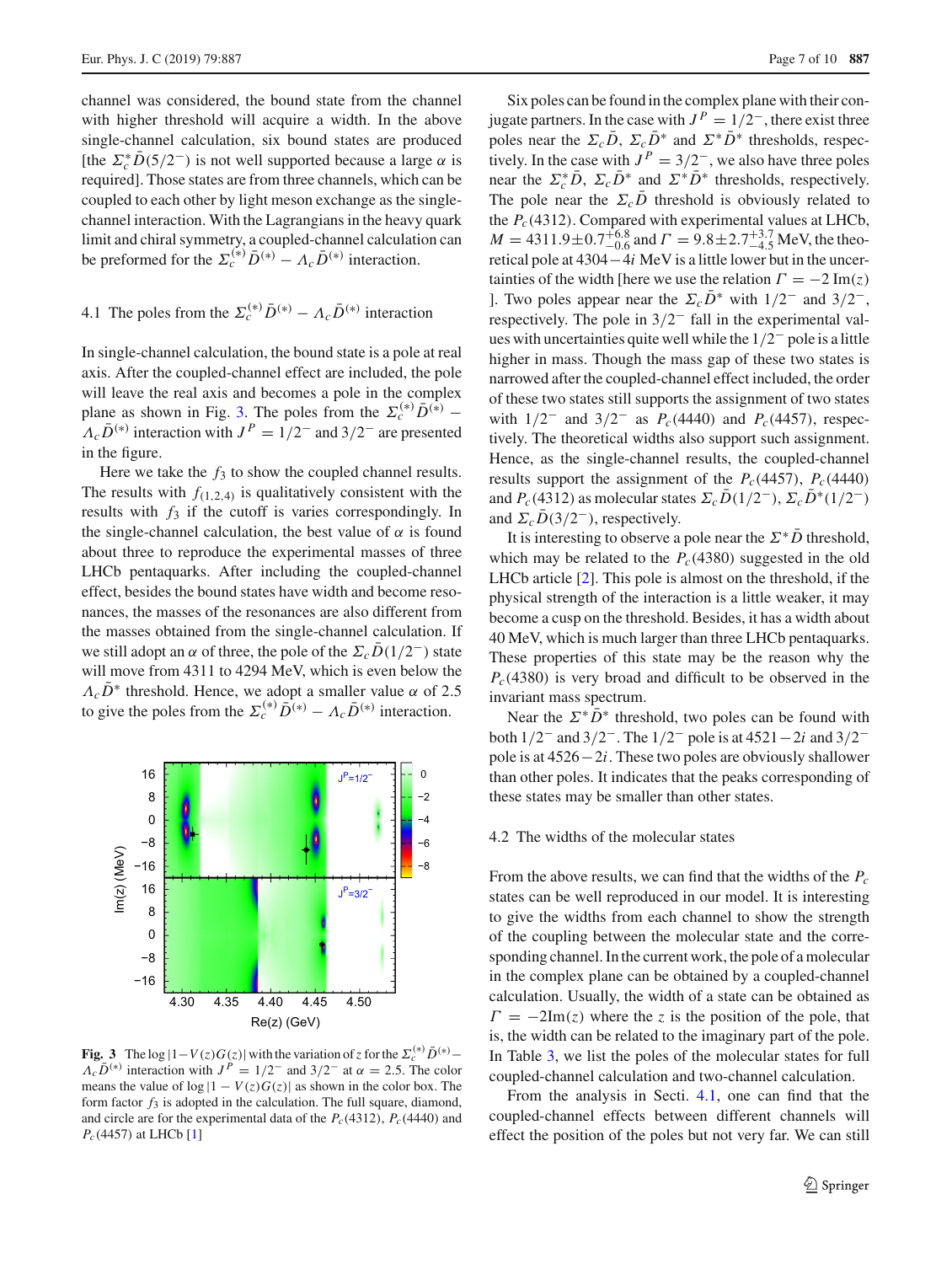channel was considered, the bound state from the channel with higher threshold will acquire a width. In the above single-channel calculation, six bound states are produced [the $\Sigma_c^*\bar{D}(5/2^-)$ is not well supported because a large $\alpha$ is required]. Those states are from three channels, which can be coupled to each other by light meson exchange as the single-channel interaction. With the Lagrangians in the heavy quark limit and chiral symmetry, a coupled-channel calculation can be preformed for the $\Sigma_c^{(*)}\bar{D}^{(*)} - \Lambda_c\bar{D}^{(*)}$ interaction.

### 4.1 The poles from the $\Sigma_c^{(*)}\bar{D}^{(*)} - \Lambda_c\bar{D}^{(*)}$ interaction

In single-channel calculation, the bound state is a pole at real axis. After the coupled-channel effect are included, the pole will leave the real axis and becomes a pole in the complex plane as shown in Fig. 3. The poles from the $\Sigma_c^{(*)}\bar{D}^{(*)} - \Lambda_c\bar{D}^{(*)}$ interaction with $J^P = 1/2^-$ and $3/2^-$ are presented in the figure.

Here we take the $f_3$ to show the coupled channel results. The results with $f_{(1,2,4)}$ is qualitatively consistent with the results with $f_3$ if the cutoff is varies correspondingly. In the single-channel calculation, the best value of $\alpha$ is found about three to reproduce the experimental masses of three LHCb pentaquarks. After including the coupled-channel effect, besides the bound states have width and become resonances, the masses of the resonances are also different from the masses obtained from the single-channel calculation. If we still adopt an $\alpha$ of three, the pole of the $\Sigma_c\bar{D}(1/2^-)$ state will move from 4311 to 4294 MeV, which is even below the $\Lambda_c\bar{D}^*$ threshold. Hence, we adopt a smaller value $\alpha$ of 2.5 to give the poles from the $\Sigma_c^{(*)}\bar{D}^{(*)} - \Lambda_c\bar{D}^{(*)}$ interaction.

**Fig. 3** The log $|1-V(z)G(z)|$ with the variation of $z$ for the $\Sigma_c^{(*)}\bar{D}^{(*)} - \Lambda_c\bar{D}^{(*)}$ interaction with $J^P = 1/2^-$ and $3/2^-$ at $\alpha = 2.5$. The color means the value of $\log|1 - V(z)G(z)|$ as shown in the color box. The form factor $f_3$ is adopted in the calculation. The full square, diamond, and circle are for the experimental data of the $P_c(4312)$, $P_c(4440)$ and $P_c(4457)$ at LHCb [1]

Six poles can be found in the complex plane with their conjugate partners. In the case with $J^P = 1/2^-$, there exist three poles near the $\Sigma_c\bar{D}$, $\Sigma_c\bar{D}^*$ and $\Sigma^*\bar{D}^*$ thresholds, respectively. In the case with $J^P = 3/2^-$, we also have three poles near the $\Sigma_c^*\bar{D}$, $\Sigma_c\bar{D}^*$ and $\Sigma^*\bar{D}^*$ thresholds, respectively. The pole near the $\Sigma_c\bar{D}$ threshold is obviously related to the $P_c(4312)$. Compared with experimental values at LHCb, $M = 4311.9\pm0.7^{+6.8}_{-0.6}$ and $\Gamma = 9.8\pm2.7^{+3.7}_{-4.5}$ MeV, the theoretical pole at $4304-4i$ MeV is a little lower but in the uncertainties of the width [here we use the relation $\Gamma = -2\,\mathrm{Im}(z)$ ]. Two poles appear near the $\Sigma_c\bar{D}^*$ with $1/2^-$ and $3/2^-$, respectively. The pole in $3/2^-$ fall in the experimental values with uncertainties quite well while the $1/2^-$ pole is a little higher in mass. Though the mass gap of these two states is narrowed after the coupled-channel effect included, the order of these two states still supports the assignment of two states with $1/2^-$ and $3/2^-$ as $P_c(4440)$ and $P_c(4457)$, respectively. The theoretical widths also support such assignment. Hence, as the single-channel results, the coupled-channel results support the assignment of the $P_c(4457)$, $P_c(4440)$ and $P_c(4312)$ as molecular states $\Sigma_c\bar{D}(1/2^-)$, $\Sigma_c\bar{D}^*(1/2^-)$ and $\Sigma_c\bar{D}(3/2^-)$, respectively.

It is interesting to observe a pole near the $\Sigma^*\bar{D}$ threshold, which may be related to the $P_c(4380)$ suggested in the old LHCb article [2]. This pole is almost on the threshold, if the physical strength of the interaction is a little weaker, it may become a cusp on the threshold. Besides, it has a width about 40 MeV, which is much larger than three LHCb pentaquarks. These properties of this state may be the reason why the $P_c(4380)$ is very broad and difficult to be observed in the invariant mass spectrum.

Near the $\Sigma^*\bar{D}^*$ threshold, two poles can be found with both $1/2^-$ and $3/2^-$. The $1/2^-$ pole is at $4521-2i$ and $3/2^-$ pole is at $4526-2i$. These two poles are obviously shallower than other poles. It indicates that the peaks corresponding of these states may be smaller than other states.

### 4.2 The widths of the molecular states

From the above results, we can find that the widths of the $P_c$ states can be well reproduced in our model. It is interesting to give the widths from each channel to show the strength of the coupling between the molecular state and the corresponding channel. In the current work, the pole of a molecular in the complex plane can be obtained by a coupled-channel calculation. Usually, the width of a state can be obtained as $\Gamma = -2\mathrm{Im}(z)$ where the $z$ is the position of the pole, that is, the width can be related to the imaginary part of the pole. In Table 3, we list the poles of the molecular states for full coupled-channel calculation and two-channel calculation.

From the analysis in Secti. 4.1, one can find that the coupled-channel effects between different channels will effect the position of the poles but not very far. We can still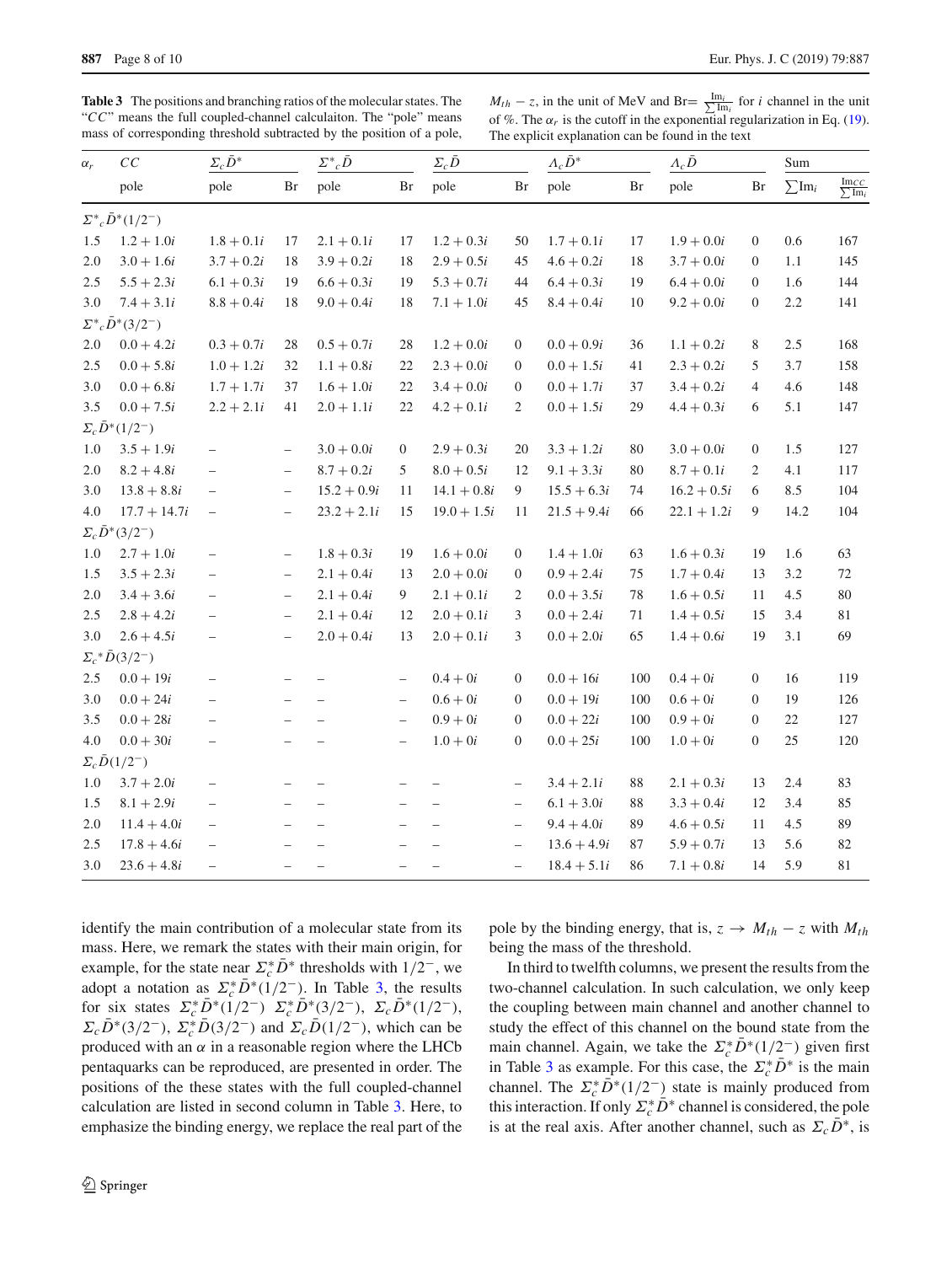**Table 3** The positions and branching ratios of the molecular states. The "$CC$" means the full coupled-channel calculaiton. The "pole" means mass of corresponding threshold subtracted by the position of a pole, $M_{th} - z$, in the unit of MeV and Br$= \frac{\mathrm{Im}_i}{\sum \mathrm{Im}_i}$ for $i$ channel in the unit of %. The $\alpha_r$ is the cutoff in the exponential regularization in Eq. (19). The explicit explanation can be found in the text

| $\alpha_r$ | $CC$ | $\Sigma_c\bar{D}^*$ | | $\Sigma^*{}_c\bar{D}$ | | $\Sigma_c\bar{D}$ | | $\Lambda_c\bar{D}^*$ | | $\Lambda_c\bar{D}$ | | Sum | |
|---|---|---|---|---|---|---|---|---|---|---|---|---|---|
| | pole | pole | Br | pole | Br | pole | Br | pole | Br | pole | Br | $\sum \mathrm{Im}_i$ | $\frac{\mathrm{Im}_{CC}}{\sum \mathrm{Im}_i}$ |
| $\Sigma^*{}_c\bar{D}^*(1/2^-)$ | | | | | | | | | | | | | |
| 1.5 | $1.2 + 1.0i$ | $1.8 + 0.1i$ | 17 | $2.1 + 0.1i$ | 17 | $1.2 + 0.3i$ | 50 | $1.7 + 0.1i$ | 17 | $1.9 + 0.0i$ | 0 | 0.6 | 167 |
| 2.0 | $3.0 + 1.6i$ | $3.7 + 0.2i$ | 18 | $3.9 + 0.2i$ | 18 | $2.9 + 0.5i$ | 45 | $4.6 + 0.2i$ | 18 | $3.7 + 0.0i$ | 0 | 1.1 | 145 |
| 2.5 | $5.5 + 2.3i$ | $6.1 + 0.3i$ | 19 | $6.6 + 0.3i$ | 19 | $5.3 + 0.7i$ | 44 | $6.4 + 0.3i$ | 19 | $6.4 + 0.0i$ | 0 | 1.6 | 144 |
| 3.0 | $7.4 + 3.1i$ | $8.8 + 0.4i$ | 18 | $9.0 + 0.4i$ | 18 | $7.1 + 1.0i$ | 45 | $8.4 + 0.4i$ | 10 | $9.2 + 0.0i$ | 0 | 2.2 | 141 |
| $\Sigma^*{}_c\bar{D}^*(3/2^-)$ | | | | | | | | | | | | | |
| 2.0 | $0.0 + 4.2i$ | $0.3 + 0.7i$ | 28 | $0.5 + 0.7i$ | 28 | $1.2 + 0.0i$ | 0 | $0.0 + 0.9i$ | 36 | $1.1 + 0.2i$ | 8 | 2.5 | 168 |
| 2.5 | $0.0 + 5.8i$ | $1.0 + 1.2i$ | 32 | $1.1 + 0.8i$ | 22 | $2.3 + 0.0i$ | 0 | $0.0 + 1.5i$ | 41 | $2.3 + 0.2i$ | 5 | 3.7 | 158 |
| 3.0 | $0.0 + 6.8i$ | $1.7 + 1.7i$ | 37 | $1.6 + 1.0i$ | 22 | $3.4 + 0.0i$ | 0 | $0.0 + 1.7i$ | 37 | $3.4 + 0.2i$ | 4 | 4.6 | 148 |
| 3.5 | $0.0 + 7.5i$ | $2.2 + 2.1i$ | 41 | $2.0 + 1.1i$ | 22 | $4.2 + 0.1i$ | 2 | $0.0 + 1.5i$ | 29 | $4.4 + 0.3i$ | 6 | 5.1 | 147 |
| $\Sigma_c\bar{D}^*(1/2^-)$ | | | | | | | | | | | | | |
| 1.0 | $3.5 + 1.9i$ | – | – | $3.0 + 0.0i$ | 0 | $2.9 + 0.3i$ | 20 | $3.3 + 1.2i$ | 80 | $3.0 + 0.0i$ | 0 | 1.5 | 127 |
| 2.0 | $8.2 + 4.8i$ | – | – | $8.7 + 0.2i$ | 5 | $8.0 + 0.5i$ | 12 | $9.1 + 3.3i$ | 80 | $8.7 + 0.1i$ | 2 | 4.1 | 117 |
| 3.0 | $13.8 + 8.8i$ | – | – | $15.2 + 0.9i$ | 11 | $14.1 + 0.8i$ | 9 | $15.5 + 6.3i$ | 74 | $16.2 + 0.5i$ | 6 | 8.5 | 104 |
| 4.0 | $17.7 + 14.7i$ | – | – | $23.2 + 2.1i$ | 15 | $19.0 + 1.5i$ | 11 | $21.5 + 9.4i$ | 66 | $22.1 + 1.2i$ | 9 | 14.2 | 104 |
| $\Sigma_c\bar{D}^*(3/2^-)$ | | | | | | | | | | | | | |
| 1.0 | $2.7 + 1.0i$ | – | – | $1.8 + 0.3i$ | 19 | $1.6 + 0.0i$ | 0 | $1.4 + 1.0i$ | 63 | $1.6 + 0.3i$ | 19 | 1.6 | 63 |
| 1.5 | $3.5 + 2.3i$ | – | – | $2.1 + 0.4i$ | 13 | $2.0 + 0.0i$ | 0 | $0.9 + 2.4i$ | 75 | $1.7 + 0.4i$ | 13 | 3.2 | 72 |
| 2.0 | $3.4 + 3.6i$ | – | – | $2.1 + 0.4i$ | 9 | $2.1 + 0.1i$ | 2 | $0.0 + 3.5i$ | 78 | $1.6 + 0.5i$ | 11 | 4.5 | 80 |
| 2.5 | $2.8 + 4.2i$ | – | – | $2.1 + 0.4i$ | 12 | $2.0 + 0.1i$ | 3 | $0.0 + 2.4i$ | 71 | $1.4 + 0.5i$ | 15 | 3.4 | 81 |
| 3.0 | $2.6 + 4.5i$ | – | – | $2.0 + 0.4i$ | 13 | $2.0 + 0.1i$ | 3 | $0.0 + 2.0i$ | 65 | $1.4 + 0.6i$ | 19 | 3.1 | 69 |
| $\Sigma_c{}^*\bar{D}(3/2^-)$ | | | | | | | | | | | | | |
| 2.5 | $0.0 + 19i$ | – | – | – | – | $0.4 + 0i$ | 0 | $0.0 + 16i$ | 100 | $0.4 + 0i$ | 0 | 16 | 119 |
| 3.0 | $0.0 + 24i$ | – | – | – | – | $0.6 + 0i$ | 0 | $0.0 + 19i$ | 100 | $0.6 + 0i$ | 0 | 19 | 126 |
| 3.5 | $0.0 + 28i$ | – | – | – | – | $0.9 + 0i$ | 0 | $0.0 + 22i$ | 100 | $0.9 + 0i$ | 0 | 22 | 127 |
| 4.0 | $0.0 + 30i$ | – | – | – | – | $1.0 + 0i$ | 0 | $0.0 + 25i$ | 100 | $1.0 + 0i$ | 0 | 25 | 120 |
| $\Sigma_c\bar{D}(1/2^-)$ | | | | | | | | | | | | | |
| 1.0 | $3.7 + 2.0i$ | – | – | – | – | – | – | $3.4 + 2.1i$ | 88 | $2.1 + 0.3i$ | 13 | 2.4 | 83 |
| 1.5 | $8.1 + 2.9i$ | – | – | – | – | – | – | $6.1 + 3.0i$ | 88 | $3.3 + 0.4i$ | 12 | 3.4 | 85 |
| 2.0 | $11.4 + 4.0i$ | – | – | – | – | – | – | $9.4 + 4.0i$ | 89 | $4.6 + 0.5i$ | 11 | 4.5 | 89 |
| 2.5 | $17.8 + 4.6i$ | – | – | – | – | – | – | $13.6 + 4.9i$ | 87 | $5.9 + 0.7i$ | 13 | 5.6 | 82 |
| 3.0 | $23.6 + 4.8i$ | – | – | – | – | – | – | $18.4 + 5.1i$ | 86 | $7.1 + 0.8i$ | 14 | 5.9 | 81 |

identify the main contribution of a molecular state from its mass. Here, we remark the states with their main origin, for example, for the state near $\Sigma_c^*\bar{D}^*$ thresholds with $1/2^-$, we adopt a notation as $\Sigma_c^*\bar{D}^*(1/2^-)$. In Table 3, the results for six states $\Sigma_c^*\bar{D}^*(1/2^-)$ $\Sigma_c^*\bar{D}^*(3/2^-)$, $\Sigma_c\bar{D}^*(1/2^-)$, $\Sigma_c\bar{D}^*(3/2^-)$, $\Sigma_c^*\bar{D}(3/2^-)$ and $\Sigma_c\bar{D}(1/2^-)$, which can be produced with an $\alpha$ in a reasonable region where the LHCb pentaquarks can be reproduced, are presented in order. The positions of the these states with the full coupled-channel calculation are listed in second column in Table 3. Here, to emphasize the binding energy, we replace the real part of the pole by the binding energy, that is, $z \to M_{th} - z$ with $M_{th}$ being the mass of the threshold.

In third to twelfth columns, we present the results from the two-channel calculation. In such calculation, we only keep the coupling between main channel and another channel to study the effect of this channel on the bound state from the main channel. Again, we take the $\Sigma_c^*\bar{D}^*(1/2^-)$ given first in Table 3 as example. For this case, the $\Sigma_c^*\bar{D}^*$ is the main channel. The $\Sigma_c^*\bar{D}^*(1/2^-)$ state is mainly produced from this interaction. If only $\Sigma_c^*\bar{D}^*$ channel is considered, the pole is at the real axis. After another channel, such as $\Sigma_c\bar{D}^*$, is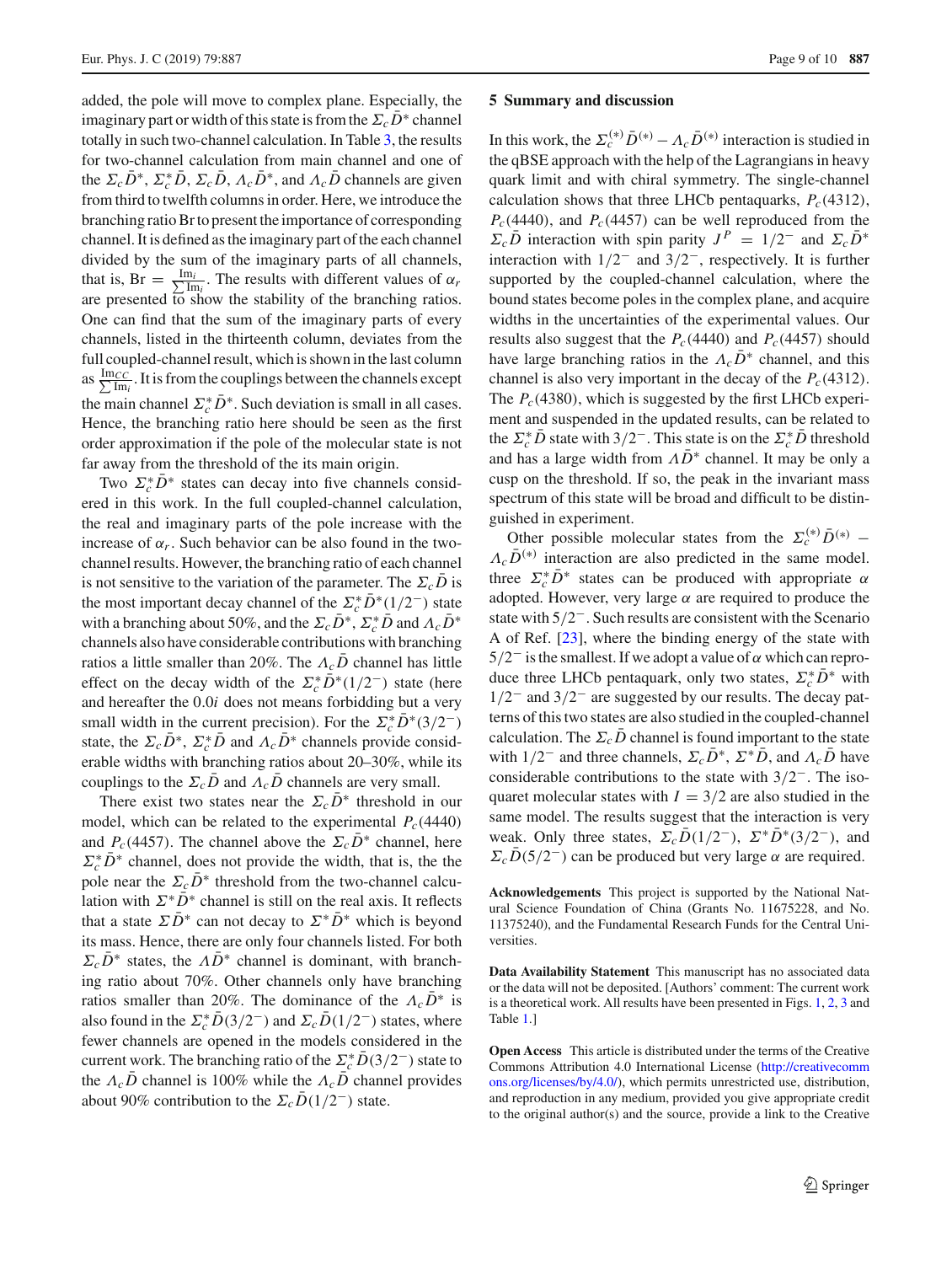added, the pole will move to complex plane. Especially, the imaginary part or width of this state is from the $\Sigma_c\bar{D}^*$ channel totally in such two-channel calculation. In Table 3, the results for two-channel calculation from main channel and one of the $\Sigma_c\bar{D}^*$, $\Sigma_c^*\bar{D}$, $\Sigma_c\bar{D}$, $\Lambda_c\bar{D}^*$, and $\Lambda_c\bar{D}$ channels are given from third to twelfth columns in order. Here, we introduce the branching ratio Br to present the importance of corresponding channel. It is defined as the imaginary part of the each channel divided by the sum of the imaginary parts of all channels, that is, $\mathrm{Br} = \frac{\mathrm{Im}_i}{\sum \mathrm{Im}_i}$. The results with different values of $\alpha_r$ are presented to show the stability of the branching ratios. One can find that the sum of the imaginary parts of every channels, listed in the thirteenth column, deviates from the full coupled-channel result, which is shown in the last column as $\frac{\mathrm{Im}_{CC}}{\sum \mathrm{Im}_i}$. It is from the couplings between the channels except the main channel $\Sigma_c^*\bar{D}^*$. Such deviation is small in all cases. Hence, the branching ratio here should be seen as the first order approximation if the pole of the molecular state is not far away from the threshold of the its main origin.

Two $\Sigma_c^*\bar{D}^*$ states can decay into five channels considered in this work. In the full coupled-channel calculation, the real and imaginary parts of the pole increase with the increase of $\alpha_r$. Such behavior can be also found in the two-channel results. However, the branching ratio of each channel is not sensitive to the variation of the parameter. The $\Sigma_c\bar{D}$ is the most important decay channel of the $\Sigma_c^*\bar{D}^*(1/2^-)$ state with a branching about 50%, and the $\Sigma_c\bar{D}^*$, $\Sigma_c^*\bar{D}$ and $\Lambda_c\bar{D}^*$ channels also have considerable contributions with branching ratios a little smaller than 20%. The $\Lambda_c\bar{D}$ channel has little effect on the decay width of the $\Sigma_c^*\bar{D}^*(1/2^-)$ state (here and hereafter the $0.0i$ does not means forbidding but a very small width in the current precision). For the $\Sigma_c^*\bar{D}^*(3/2^-)$ state, the $\Sigma_c\bar{D}^*$, $\Sigma_c^*\bar{D}$ and $\Lambda_c\bar{D}^*$ channels provide considerable widths with branching ratios about 20–30%, while its couplings to the $\Sigma_c\bar{D}$ and $\Lambda_c\bar{D}$ channels are very small.

There exist two states near the $\Sigma_c\bar{D}^*$ threshold in our model, which can be related to the experimental $P_c(4440)$ and $P_c(4457)$. The channel above the $\Sigma_c\bar{D}^*$ channel, here $\Sigma_c^*\bar{D}^*$ channel, does not provide the width, that is, the pole near the $\Sigma_c\bar{D}^*$ threshold from the two-channel calculation with $\Sigma^*\bar{D}^*$ channel is still on the real axis. It reflects that a state $\Sigma\bar{D}^*$ can not decay to $\Sigma^*\bar{D}^*$ which is beyond its mass. Hence, there are only four channels listed. For both $\Sigma_c\bar{D}^*$ states, the $\Lambda\bar{D}^*$ channel is dominant, with branching ratio about 70%. Other channels only have branching ratios smaller than 20%. The dominance of the $\Lambda_c\bar{D}^*$ is also found in the $\Sigma_c^*\bar{D}(3/2^-)$ and $\Sigma_c\bar{D}(1/2^-)$ states, where fewer channels are opened in the models considered in the current work. The branching ratio of the $\Sigma_c^*\bar{D}(3/2^-)$ state to the $\Lambda_c\bar{D}$ channel is 100% while the $\Lambda_c\bar{D}$ channel provides about 90% contribution to the $\Sigma_c\bar{D}(1/2^-)$ state.

## 5 Summary and discussion

In this work, the $\Sigma_c^{(*)}\bar{D}^{(*)} - \Lambda_c\bar{D}^{(*)}$ interaction is studied in the qBSE approach with the help of the Lagrangians in heavy quark limit and with chiral symmetry. The single-channel calculation shows that three LHCb pentaquarks, $P_c(4312)$, $P_c(4440)$, and $P_c(4457)$ can be well reproduced from the $\Sigma_c\bar{D}$ interaction with spin parity $J^P = 1/2^-$ and $\Sigma_c\bar{D}^*$ interaction with $1/2^-$ and $3/2^-$, respectively. It is further supported by the coupled-channel calculation, where the bound states become poles in the complex plane, and acquire widths in the uncertainties of the experimental values. Our results also suggest that the $P_c(4440)$ and $P_c(4457)$ should have large branching ratios in the $\Lambda_c\bar{D}^*$ channel, and this channel is also very important in the decay of the $P_c(4312)$. The $P_c(4380)$, which is suggested by the first LHCb experiment and suspended in the updated results, can be related to the $\Sigma_c^*\bar{D}$ state with $3/2^-$. This state is on the $\Sigma_c^*\bar{D}$ threshold and has a large width from $\Lambda\bar{D}^*$ channel. It may be only a cusp on the threshold. If so, the peak in the invariant mass spectrum of this state will be broad and difficult to be distinguished in experiment.

Other possible molecular states from the $\Sigma_c^{(*)}\bar{D}^{(*)} - \Lambda_c\bar{D}^{(*)}$ interaction are also predicted in the same model. three $\Sigma_c^*\bar{D}^*$ states can be produced with appropriate $\alpha$ adopted. However, very large $\alpha$ are required to produce the state with $5/2^-$. Such results are consistent with the Scenario A of Ref. [23], where the binding energy of the state with $5/2^-$ is the smallest. If we adopt a value of $\alpha$ which can reproduce three LHCb pentaquark, only two states, $\Sigma_c^*\bar{D}^*$ with $1/2^-$ and $3/2^-$ are suggested by our results. The decay patterns of this two states are also studied in the coupled-channel calculation. The $\Sigma_c\bar{D}$ channel is found important to the state with $1/2^-$ and three channels, $\Sigma_c\bar{D}^*$, $\Sigma^*\bar{D}$, and $\Lambda_c\bar{D}$ have considerable contributions to the state with $3/2^-$. The isoquaret molecular states with $I = 3/2$ are also studied in the same model. The results suggest that the interaction is very weak. Only three states, $\Sigma_c\bar{D}(1/2^-)$, $\Sigma^*\bar{D}^*(3/2^-)$, and $\Sigma_c\bar{D}(5/2^-)$ can be produced but very large $\alpha$ are required.

**Acknowledgements** This project is supported by the National Natural Science Foundation of China (Grants No. 11675228, and No. 11375240), and the Fundamental Research Funds for the Central Universities.

**Data Availability Statement** This manuscript has no associated data or the data will not be deposited. [Authors' comment: The current work is a theoretical work. All results have been presented in Figs. 1, 2, 3 and Table 1.]

**Open Access** This article is distributed under the terms of the Creative Commons Attribution 4.0 International License (http://creativecommons.org/licenses/by/4.0/), which permits unrestricted use, distribution, and reproduction in any medium, provided you give appropriate credit to the original author(s) and the source, provide a link to the Creative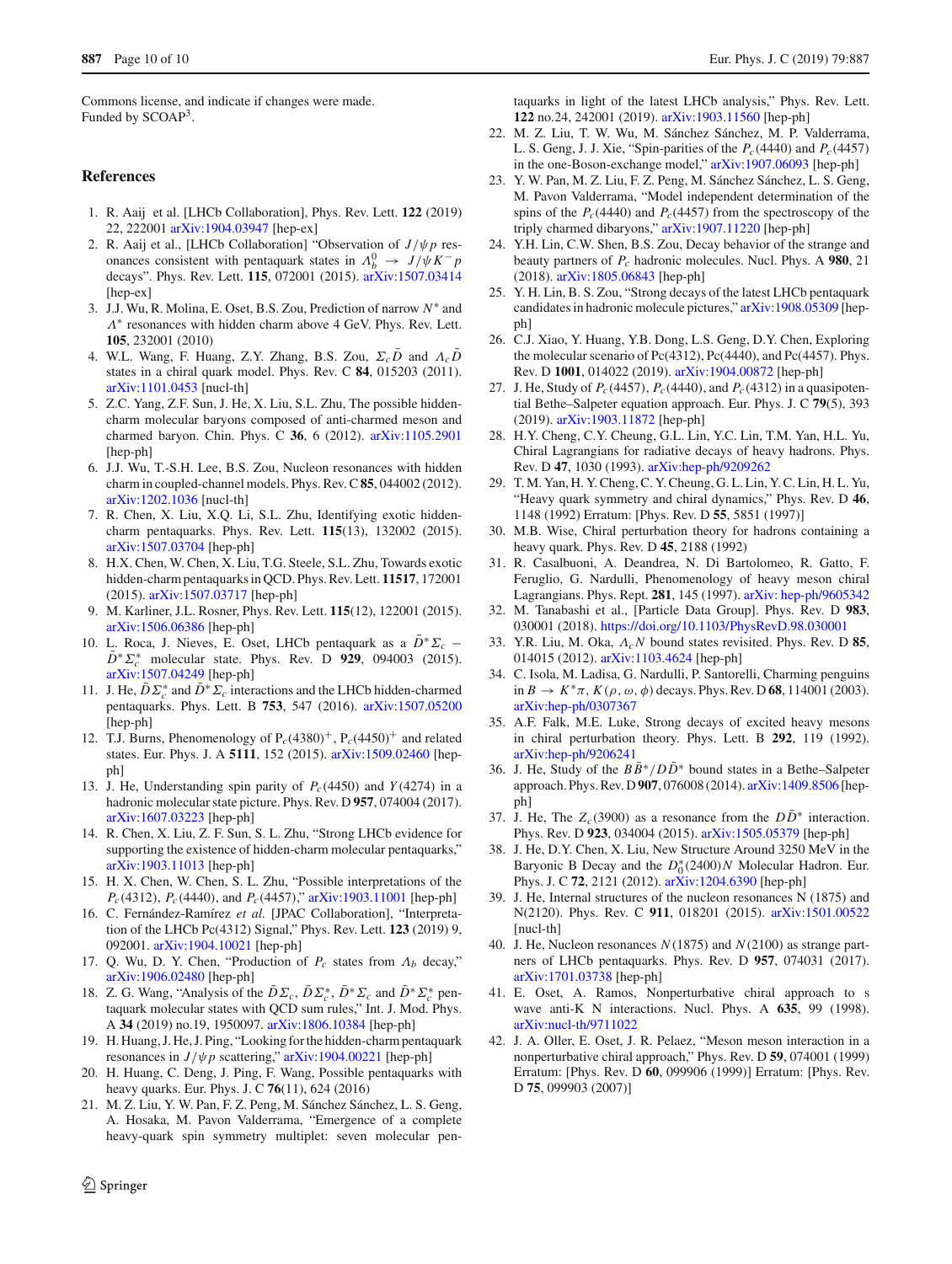Commons license, and indicate if changes were made.
Funded by SCOAP[3].

## References

1. R. Aaij et al. [LHCb Collaboration], Phys. Rev. Lett. **122** (2019) 22, 222001 arXiv:1904.03947 [hep-ex]
2. R. Aaij et al., [LHCb Collaboration] "Observation of $J/\psi p$ resonances consistent with pentaquark states in $\Lambda_b^0 \to J/\psi K^- p$ decays". Phys. Rev. Lett. **115**, 072001 (2015). arXiv:1507.03414 [hep-ex]
3. J.J. Wu, R. Molina, E. Oset, B.S. Zou, Prediction of narrow $N^*$ and $\Lambda^*$ resonances with hidden charm above 4 GeV. Phys. Rev. Lett. **105**, 232001 (2010)
4. W.L. Wang, F. Huang, Z.Y. Zhang, B.S. Zou, $\Sigma_c \bar{D}$ and $\Lambda_c \bar{D}$ states in a chiral quark model. Phys. Rev. C **84**, 015203 (2011). arXiv:1101.0453 [nucl-th]
5. Z.C. Yang, Z.F. Sun, J. He, X. Liu, S.L. Zhu, The possible hidden-charm molecular baryons composed of anti-charmed meson and charmed baryon. Chin. Phys. C **36**, 6 (2012). arXiv:1105.2901 [hep-ph]
6. J.J. Wu, T.-S.H. Lee, B.S. Zou, Nucleon resonances with hidden charm in coupled-channel models. Phys. Rev. C **85**, 044002 (2012). arXiv:1202.1036 [nucl-th]
7. R. Chen, X. Liu, X.Q. Li, S.L. Zhu, Identifying exotic hidden-charm pentaquarks. Phys. Rev. Lett. **115**(13), 132002 (2015). arXiv:1507.03704 [hep-ph]
8. H.X. Chen, W. Chen, X. Liu, T.G. Steele, S.L. Zhu, Towards exotic hidden-charm pentaquarks in QCD. Phys. Rev. Lett. **11517**, 172001 (2015). arXiv:1507.03717 [hep-ph]
9. M. Karliner, J.L. Rosner, Phys. Rev. Lett. **115**(12), 122001 (2015). arXiv:1506.06386 [hep-ph]
10. L. Roca, J. Nieves, E. Oset, LHCb pentaquark as a $\bar{D}^* \Sigma_c - \bar{D}^* \Sigma_c^*$ molecular state. Phys. Rev. D **929**, 094003 (2015). arXiv:1507.04249 [hep-ph]
11. J. He, $\bar{D}\Sigma_c^*$ and $\bar{D}^*\Sigma_c$ interactions and the LHCb hidden-charmed pentaquarks. Phys. Lett. B **753**, 547 (2016). arXiv:1507.05200 [hep-ph]
12. T.J. Burns, Phenomenology of $\mathrm{P_c(4380)^+}$, $\mathrm{P_c(4450)^+}$ and related states. Eur. Phys. J. A **5111**, 152 (2015). arXiv:1509.02460 [hep-ph]
13. J. He, Understanding spin parity of $P_c(4450)$ and $Y(4274)$ in a hadronic molecular state picture. Phys. Rev. D **957**, 074004 (2017). arXiv:1607.03223 [hep-ph]
14. R. Chen, X. Liu, Z. F. Sun, S. L. Zhu, "Strong LHCb evidence for supporting the existence of hidden-charm molecular pentaquarks," arXiv:1903.11013 [hep-ph]
15. H. X. Chen, W. Chen, S. L. Zhu, "Possible interpretations of the $P_c(4312)$, $P_c(4440)$, and $P_c(4457)$," arXiv:1903.11001 [hep-ph]
16. C. Fernández-Ramírez *et al.* [JPAC Collaboration], "Interpretation of the LHCb Pc(4312) Signal," Phys. Rev. Lett. **123** (2019) 9, 092001. arXiv:1904.10021 [hep-ph]
17. Q. Wu, D. Y. Chen, "Production of $P_c$ states from $\Lambda_b$ decay," arXiv:1906.02480 [hep-ph]
18. Z. G. Wang, "Analysis of the $\bar{D}\Sigma_c$, $\bar{D}\Sigma_c^*$, $\bar{D}^*\Sigma_c$ and $\bar{D}^*\Sigma_c^*$ pentaquark molecular states with QCD sum rules," Int. J. Mod. Phys. A **34** (2019) no.19, 1950097. arXiv:1806.10384 [hep-ph]
19. H. Huang, J. He, J. Ping, "Looking for the hidden-charm pentaquark resonances in $J/\psi p$ scattering," arXiv:1904.00221 [hep-ph]
20. H. Huang, C. Deng, J. Ping, F. Wang, Possible pentaquarks with heavy quarks. Eur. Phys. J. C **76**(11), 624 (2016)
21. M. Z. Liu, Y. W. Pan, F. Z. Peng, M. Sánchez Sánchez, L. S. Geng, A. Hosaka, M. Pavon Valderrama, "Emergence of a complete heavy-quark spin symmetry multiplet: seven molecular pentaquarks in light of the latest LHCb analysis," Phys. Rev. Lett. **122** no.24, 242001 (2019). arXiv:1903.11560 [hep-ph]
22. M. Z. Liu, T. W. Wu, M. Sánchez Sánchez, M. P. Valderrama, L. S. Geng, J. J. Xie, "Spin-parities of the $P_c(4440)$ and $P_c(4457)$ in the one-Boson-exchange model," arXiv:1907.06093 [hep-ph]
23. Y. W. Pan, M. Z. Liu, F. Z. Peng, M. Sánchez Sánchez, L. S. Geng, M. Pavon Valderrama, "Model independent determination of the spins of the $P_c(4440)$ and $P_c(4457)$ from the spectroscopy of the triply charmed dibaryons," arXiv:1907.11220 [hep-ph]
24. Y.H. Lin, C.W. Shen, B.S. Zou, Decay behavior of the strange and beauty partners of $P_c$ hadronic molecules. Nucl. Phys. A **980**, 21 (2018). arXiv:1805.06843 [hep-ph]
25. Y. H. Lin, B. S. Zou, "Strong decays of the latest LHCb pentaquark candidates in hadronic molecule pictures," arXiv:1908.05309 [hep-ph]
26. C.J. Xiao, Y. Huang, Y.B. Dong, L.S. Geng, D.Y. Chen, Exploring the molecular scenario of Pc(4312), Pc(4440), and Pc(4457). Phys. Rev. D **1001**, 014022 (2019). arXiv:1904.00872 [hep-ph]
27. J. He, Study of $P_c(4457)$, $P_c(4440)$, and $P_c(4312)$ in a quasipotential Bethe–Salpeter equation approach. Eur. Phys. J. C **79**(5), 393 (2019). arXiv:1903.11872 [hep-ph]
28. H.Y. Cheng, C.Y. Cheung, G.L. Lin, Y.C. Lin, T.M. Yan, H.L. Yu, Chiral Lagrangians for radiative decays of heavy hadrons. Phys. Rev. D **47**, 1030 (1993). arXiv:hep-ph/9209262
29. T. M. Yan, H. Y. Cheng, C. Y. Cheung, G. L. Lin, Y. C. Lin, H. L. Yu, "Heavy quark symmetry and chiral dynamics," Phys. Rev. D **46**, 1148 (1992) Erratum: [Phys. Rev. D **55**, 5851 (1997)]
30. M.B. Wise, Chiral perturbation theory for hadrons containing a heavy quark. Phys. Rev. D **45**, 2188 (1992)
31. R. Casalbuoni, A. Deandrea, N. Di Bartolomeo, R. Gatto, F. Feruglio, G. Nardulli, Phenomenology of heavy meson chiral Lagrangians. Phys. Rept. **281**, 145 (1997). arXiv: hep-ph/9605342
32. M. Tanabashi et al., [Particle Data Group]. Phys. Rev. D **983**, 030001 (2018). https://doi.org/10.1103/PhysRevD.98.030001
33. Y.R. Liu, M. Oka, $\Lambda_c N$ bound states revisited. Phys. Rev. D **85**, 014015 (2012). arXiv:1103.4624 [hep-ph]
34. C. Isola, M. Ladisa, G. Nardulli, P. Santorelli, Charming penguins in $B \to K^*\pi$, $K(\rho, \omega, \phi)$ decays. Phys. Rev. D **68**, 114001 (2003). arXiv:hep-ph/0307367
35. A.F. Falk, M.E. Luke, Strong decays of excited heavy mesons in chiral perturbation theory. Phys. Lett. B **292**, 119 (1992). arXiv:hep-ph/9206241
36. J. He, Study of the $B\bar{B}^*/D\bar{D}^*$ bound states in a Bethe–Salpeter approach. Phys. Rev. D **907**, 076008 (2014). arXiv:1409.8506 [hep-ph]
37. J. He, The $Z_c(3900)$ as a resonance from the $D\bar{D}^*$ interaction. Phys. Rev. D **923**, 034004 (2015). arXiv:1505.05379 [hep-ph]
38. J. He, D.Y. Chen, X. Liu, New Structure Around 3250 MeV in the Baryonic B Decay and the $D_0^*(2400)N$ Molecular Hadron. Eur. Phys. J. C **72**, 2121 (2012). arXiv:1204.6390 [hep-ph]
39. J. He, Internal structures of the nucleon resonances N (1875) and N(2120). Phys. Rev. C **911**, 018201 (2015). arXiv:1501.00522 [nucl-th]
40. J. He, Nucleon resonances $N(1875)$ and $N(2100)$ as strange partners of LHCb pentaquarks. Phys. Rev. D **957**, 074031 (2017). arXiv:1701.03738 [hep-ph]
41. E. Oset, A. Ramos, Nonperturbative chiral approach to s wave anti-K N interactions. Nucl. Phys. A **635**, 99 (1998). arXiv:nucl-th/9711022
42. J. A. Oller, E. Oset, J. R. Pelaez, "Meson meson interaction in a nonperturbative chiral approach," Phys. Rev. D **59**, 074001 (1999) Erratum: [Phys. Rev. D **60**, 099906 (1999)] Erratum: [Phys. Rev. D **75**, 099903 (2007)]